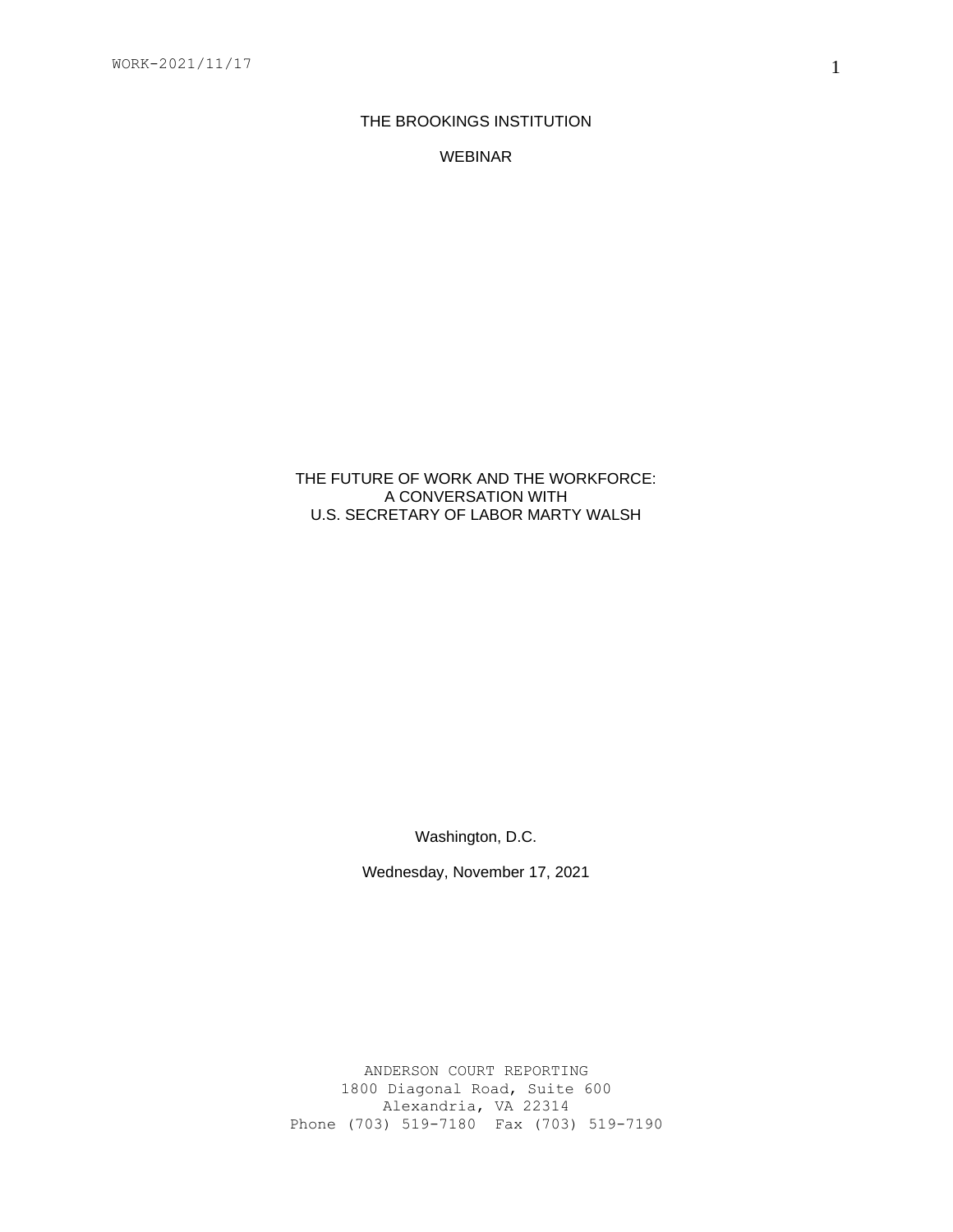THE BROOKINGS INSTITUTION

WEBINAR

# THE FUTURE OF WORK AND THE WORKFORCE: A CONVERSATION WITH U.S. SECRETARY OF LABOR MARTY WALSH

Washington, D.C.

Wednesday, November 17, 2021

ANDERSON COURT REPORTING
1800 Diagonal Road, Suite 600
Alexandria, VA 22314
Phone (703) 519-7180 Fax (703) 519-7190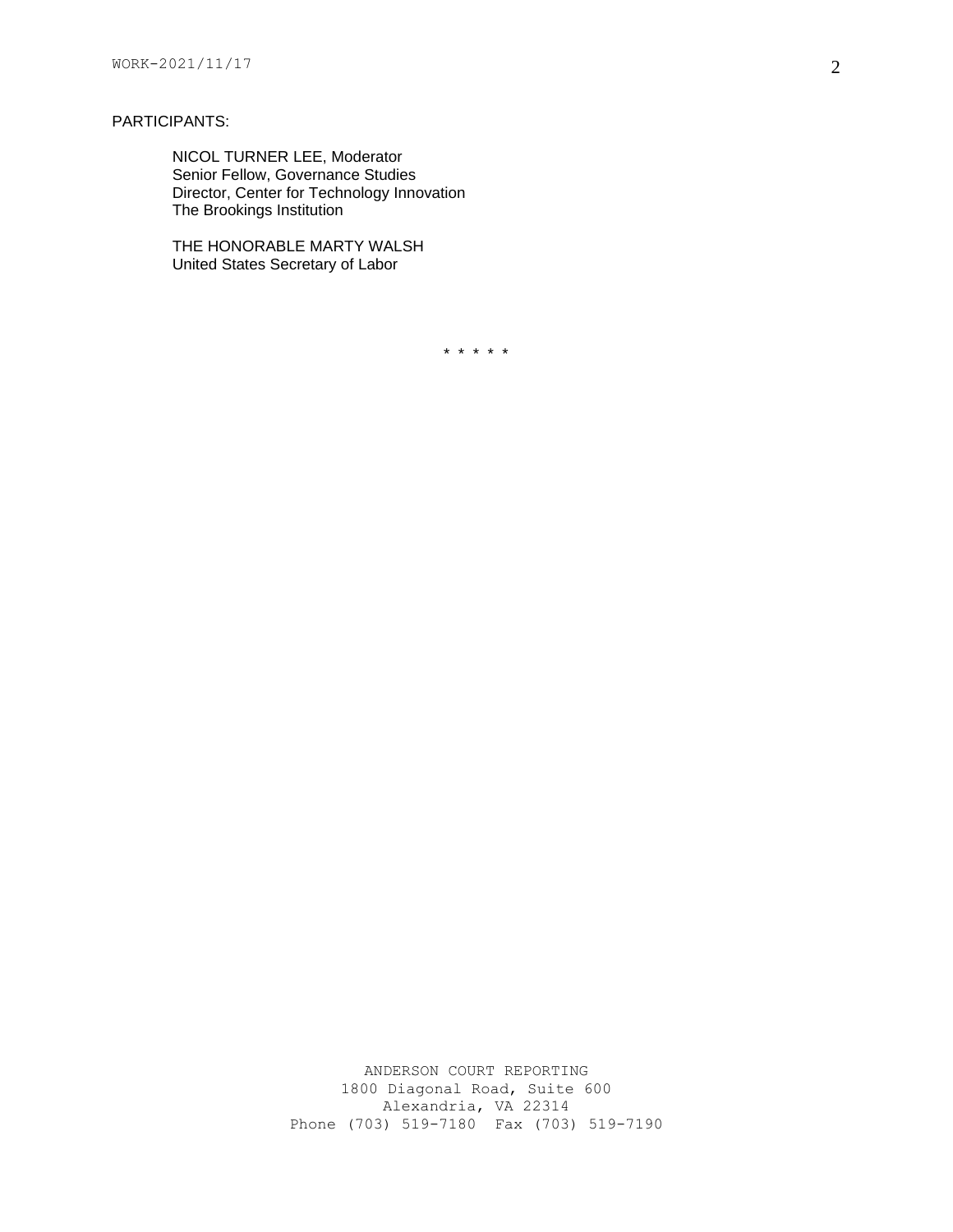PARTICIPANTS:

NICOL TURNER LEE, Moderator
Senior Fellow, Governance Studies
Director, Center for Technology Innovation
The Brookings Institution

THE HONORABLE MARTY WALSH
United States Secretary of Labor

\* \* \* \* \*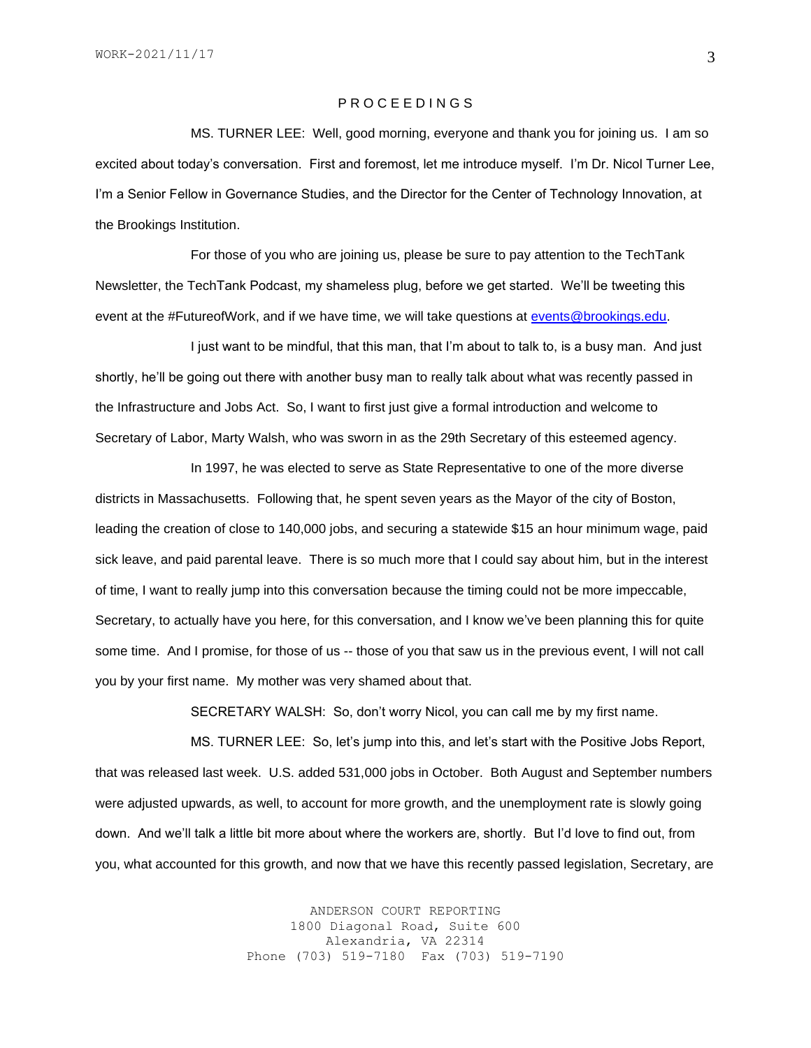P R O C E E D I N G S

MS. TURNER LEE: Well, good morning, everyone and thank you for joining us. I am so excited about today's conversation. First and foremost, let me introduce myself. I'm Dr. Nicol Turner Lee, I'm a Senior Fellow in Governance Studies, and the Director for the Center of Technology Innovation, at the Brookings Institution.

For those of you who are joining us, please be sure to pay attention to the TechTank Newsletter, the TechTank Podcast, my shameless plug, before we get started. We'll be tweeting this event at the #FutureofWork, and if we have time, we will take questions at events@brookings.edu.

I just want to be mindful, that this man, that I'm about to talk to, is a busy man. And just shortly, he'll be going out there with another busy man to really talk about what was recently passed in the Infrastructure and Jobs Act. So, I want to first just give a formal introduction and welcome to Secretary of Labor, Marty Walsh, who was sworn in as the 29th Secretary of this esteemed agency.

In 1997, he was elected to serve as State Representative to one of the more diverse districts in Massachusetts. Following that, he spent seven years as the Mayor of the city of Boston, leading the creation of close to 140,000 jobs, and securing a statewide $15 an hour minimum wage, paid sick leave, and paid parental leave. There is so much more that I could say about him, but in the interest of time, I want to really jump into this conversation because the timing could not be more impeccable, Secretary, to actually have you here, for this conversation, and I know we've been planning this for quite some time. And I promise, for those of us -- those of you that saw us in the previous event, I will not call you by your first name. My mother was very shamed about that.

SECRETARY WALSH: So, don't worry Nicol, you can call me by my first name.

MS. TURNER LEE: So, let's jump into this, and let's start with the Positive Jobs Report, that was released last week. U.S. added 531,000 jobs in October. Both August and September numbers were adjusted upwards, as well, to account for more growth, and the unemployment rate is slowly going down. And we'll talk a little bit more about where the workers are, shortly. But I'd love to find out, from you, what accounted for this growth, and now that we have this recently passed legislation, Secretary, are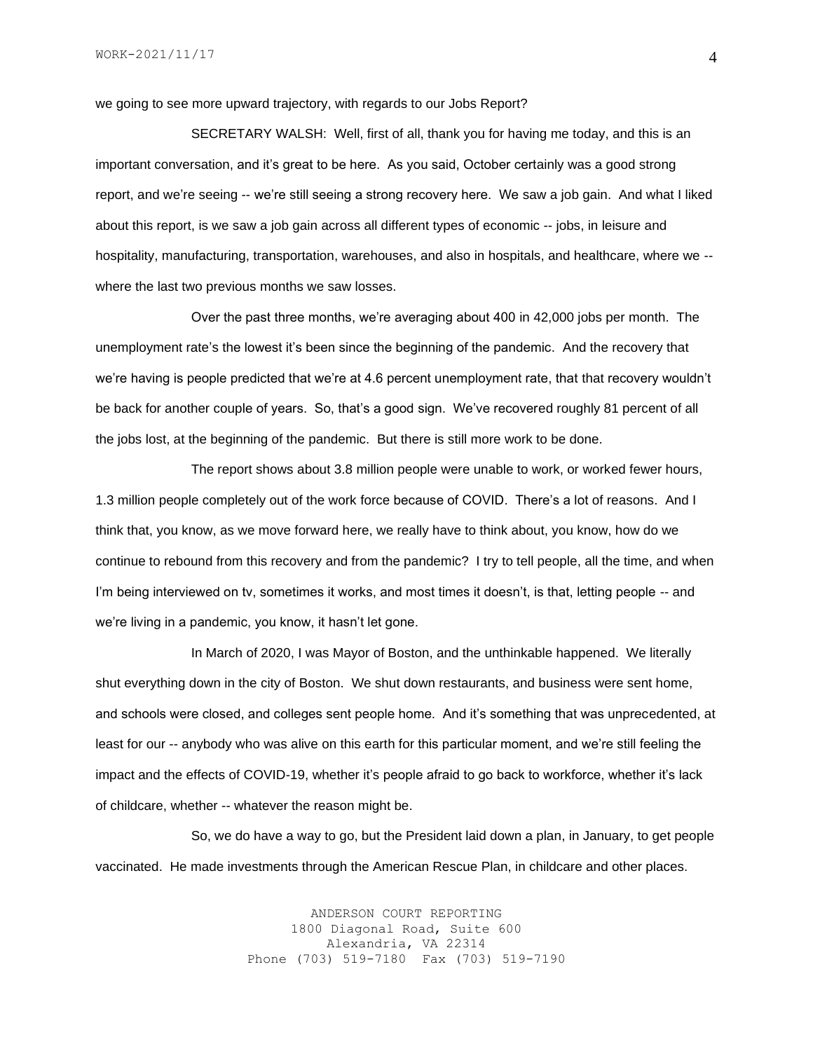we going to see more upward trajectory, with regards to our Jobs Report?

SECRETARY WALSH: Well, first of all, thank you for having me today, and this is an important conversation, and it's great to be here. As you said, October certainly was a good strong report, and we're seeing -- we're still seeing a strong recovery here. We saw a job gain. And what I liked about this report, is we saw a job gain across all different types of economic -- jobs, in leisure and hospitality, manufacturing, transportation, warehouses, and also in hospitals, and healthcare, where we -- where the last two previous months we saw losses.

Over the past three months, we're averaging about 400 in 42,000 jobs per month. The unemployment rate's the lowest it's been since the beginning of the pandemic. And the recovery that we're having is people predicted that we're at 4.6 percent unemployment rate, that that recovery wouldn't be back for another couple of years. So, that's a good sign. We've recovered roughly 81 percent of all the jobs lost, at the beginning of the pandemic. But there is still more work to be done.

The report shows about 3.8 million people were unable to work, or worked fewer hours, 1.3 million people completely out of the work force because of COVID. There's a lot of reasons. And I think that, you know, as we move forward here, we really have to think about, you know, how do we continue to rebound from this recovery and from the pandemic? I try to tell people, all the time, and when I'm being interviewed on tv, sometimes it works, and most times it doesn't, is that, letting people -- and we're living in a pandemic, you know, it hasn't let gone.

In March of 2020, I was Mayor of Boston, and the unthinkable happened. We literally shut everything down in the city of Boston. We shut down restaurants, and business were sent home, and schools were closed, and colleges sent people home. And it's something that was unprecedented, at least for our -- anybody who was alive on this earth for this particular moment, and we're still feeling the impact and the effects of COVID-19, whether it's people afraid to go back to workforce, whether it's lack of childcare, whether -- whatever the reason might be.

So, we do have a way to go, but the President laid down a plan, in January, to get people vaccinated. He made investments through the American Rescue Plan, in childcare and other places.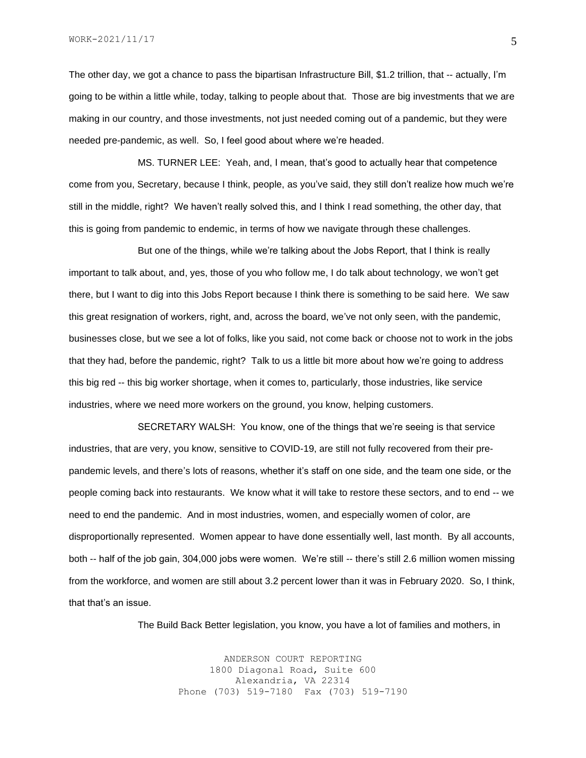The other day, we got a chance to pass the bipartisan Infrastructure Bill, $1.2 trillion, that -- actually, I'm going to be within a little while, today, talking to people about that. Those are big investments that we are making in our country, and those investments, not just needed coming out of a pandemic, but they were needed pre-pandemic, as well. So, I feel good about where we're headed.

MS. TURNER LEE: Yeah, and, I mean, that's good to actually hear that competence come from you, Secretary, because I think, people, as you've said, they still don't realize how much we're still in the middle, right? We haven't really solved this, and I think I read something, the other day, that this is going from pandemic to endemic, in terms of how we navigate through these challenges.

But one of the things, while we're talking about the Jobs Report, that I think is really important to talk about, and, yes, those of you who follow me, I do talk about technology, we won't get there, but I want to dig into this Jobs Report because I think there is something to be said here. We saw this great resignation of workers, right, and, across the board, we've not only seen, with the pandemic, businesses close, but we see a lot of folks, like you said, not come back or choose not to work in the jobs that they had, before the pandemic, right? Talk to us a little bit more about how we're going to address this big red -- this big worker shortage, when it comes to, particularly, those industries, like service industries, where we need more workers on the ground, you know, helping customers.

SECRETARY WALSH: You know, one of the things that we're seeing is that service industries, that are very, you know, sensitive to COVID-19, are still not fully recovered from their pre-pandemic levels, and there's lots of reasons, whether it's staff on one side, and the team one side, or the people coming back into restaurants. We know what it will take to restore these sectors, and to end -- we need to end the pandemic. And in most industries, women, and especially women of color, are disproportionally represented. Women appear to have done essentially well, last month. By all accounts, both -- half of the job gain, 304,000 jobs were women. We're still -- there's still 2.6 million women missing from the workforce, and women are still about 3.2 percent lower than it was in February 2020. So, I think, that that's an issue.

The Build Back Better legislation, you know, you have a lot of families and mothers, in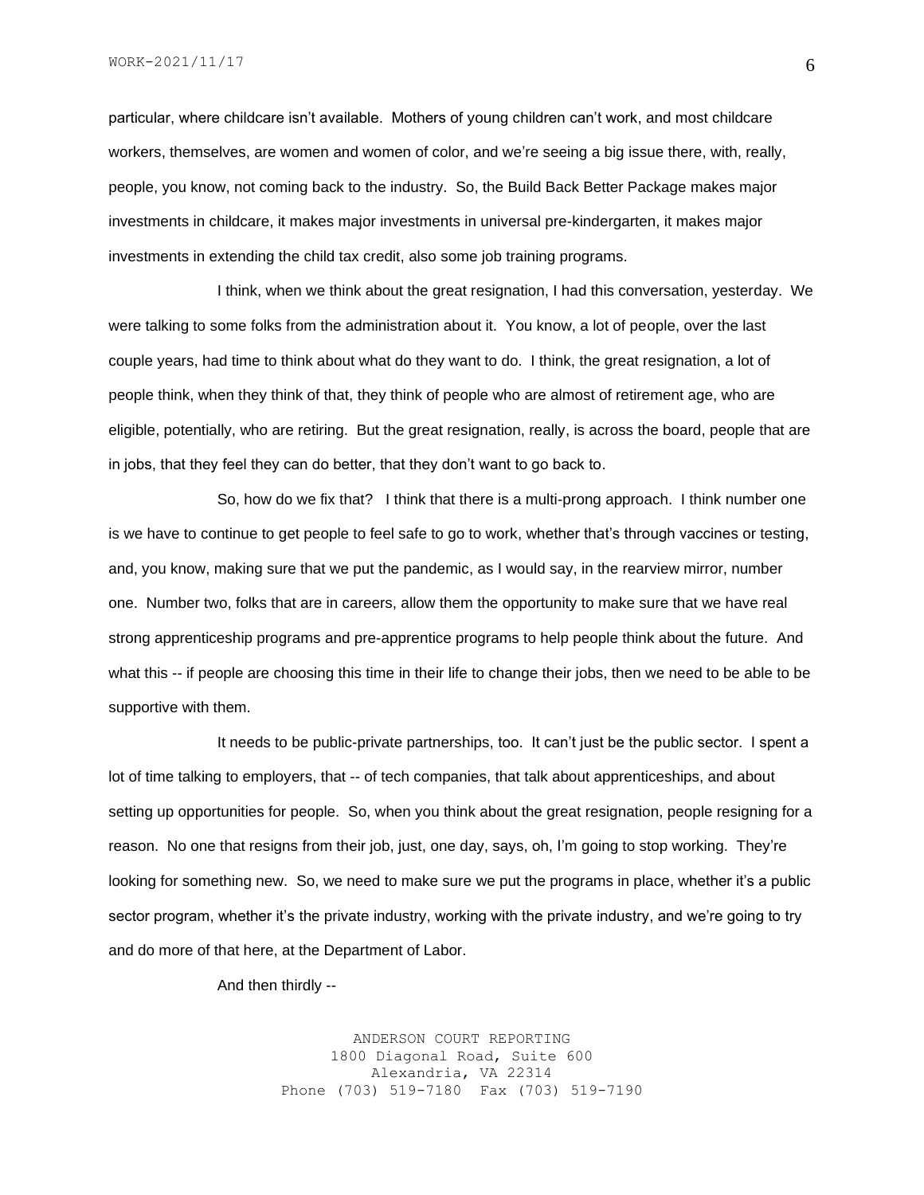particular, where childcare isn't available. Mothers of young children can't work, and most childcare workers, themselves, are women and women of color, and we're seeing a big issue there, with, really, people, you know, not coming back to the industry. So, the Build Back Better Package makes major investments in childcare, it makes major investments in universal pre-kindergarten, it makes major investments in extending the child tax credit, also some job training programs.

I think, when we think about the great resignation, I had this conversation, yesterday. We were talking to some folks from the administration about it. You know, a lot of people, over the last couple years, had time to think about what do they want to do. I think, the great resignation, a lot of people think, when they think of that, they think of people who are almost of retirement age, who are eligible, potentially, who are retiring. But the great resignation, really, is across the board, people that are in jobs, that they feel they can do better, that they don't want to go back to.

So, how do we fix that? I think that there is a multi-prong approach. I think number one is we have to continue to get people to feel safe to go to work, whether that's through vaccines or testing, and, you know, making sure that we put the pandemic, as I would say, in the rearview mirror, number one. Number two, folks that are in careers, allow them the opportunity to make sure that we have real strong apprenticeship programs and pre-apprentice programs to help people think about the future. And what this -- if people are choosing this time in their life to change their jobs, then we need to be able to be supportive with them.

It needs to be public-private partnerships, too. It can't just be the public sector. I spent a lot of time talking to employers, that -- of tech companies, that talk about apprenticeships, and about setting up opportunities for people. So, when you think about the great resignation, people resigning for a reason. No one that resigns from their job, just, one day, says, oh, I'm going to stop working. They're looking for something new. So, we need to make sure we put the programs in place, whether it's a public sector program, whether it's the private industry, working with the private industry, and we're going to try and do more of that here, at the Department of Labor.

And then thirdly --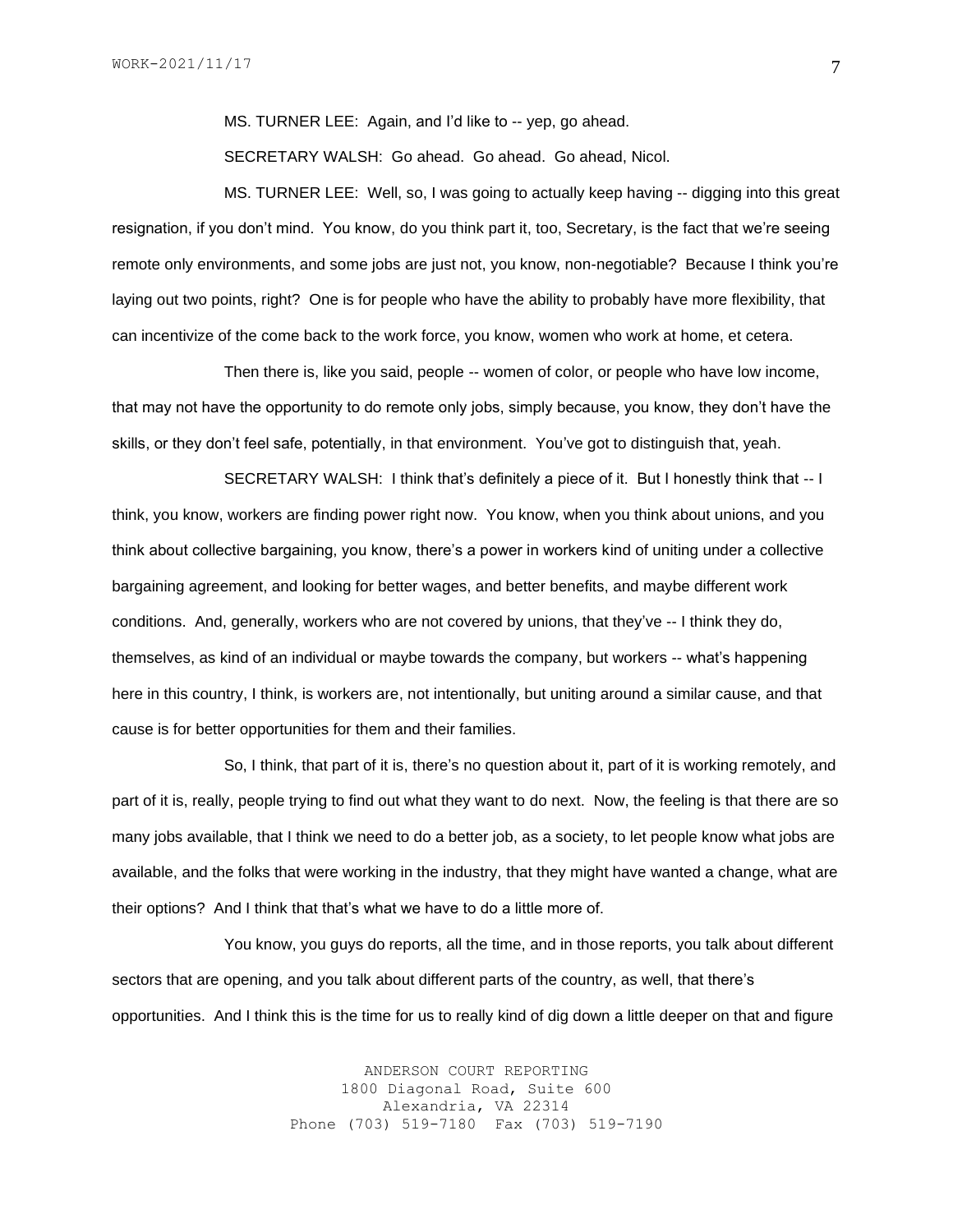MS. TURNER LEE: Again, and I'd like to -- yep, go ahead.

SECRETARY WALSH: Go ahead. Go ahead. Go ahead, Nicol.

MS. TURNER LEE: Well, so, I was going to actually keep having -- digging into this great resignation, if you don't mind. You know, do you think part it, too, Secretary, is the fact that we're seeing remote only environments, and some jobs are just not, you know, non-negotiable? Because I think you're laying out two points, right? One is for people who have the ability to probably have more flexibility, that can incentivize of the come back to the work force, you know, women who work at home, et cetera.

Then there is, like you said, people -- women of color, or people who have low income, that may not have the opportunity to do remote only jobs, simply because, you know, they don't have the skills, or they don't feel safe, potentially, in that environment. You've got to distinguish that, yeah.

SECRETARY WALSH: I think that's definitely a piece of it. But I honestly think that -- I think, you know, workers are finding power right now. You know, when you think about unions, and you think about collective bargaining, you know, there's a power in workers kind of uniting under a collective bargaining agreement, and looking for better wages, and better benefits, and maybe different work conditions. And, generally, workers who are not covered by unions, that they've -- I think they do, themselves, as kind of an individual or maybe towards the company, but workers -- what's happening here in this country, I think, is workers are, not intentionally, but uniting around a similar cause, and that cause is for better opportunities for them and their families.

So, I think, that part of it is, there's no question about it, part of it is working remotely, and part of it is, really, people trying to find out what they want to do next. Now, the feeling is that there are so many jobs available, that I think we need to do a better job, as a society, to let people know what jobs are available, and the folks that were working in the industry, that they might have wanted a change, what are their options? And I think that that's what we have to do a little more of.

You know, you guys do reports, all the time, and in those reports, you talk about different sectors that are opening, and you talk about different parts of the country, as well, that there's opportunities. And I think this is the time for us to really kind of dig down a little deeper on that and figure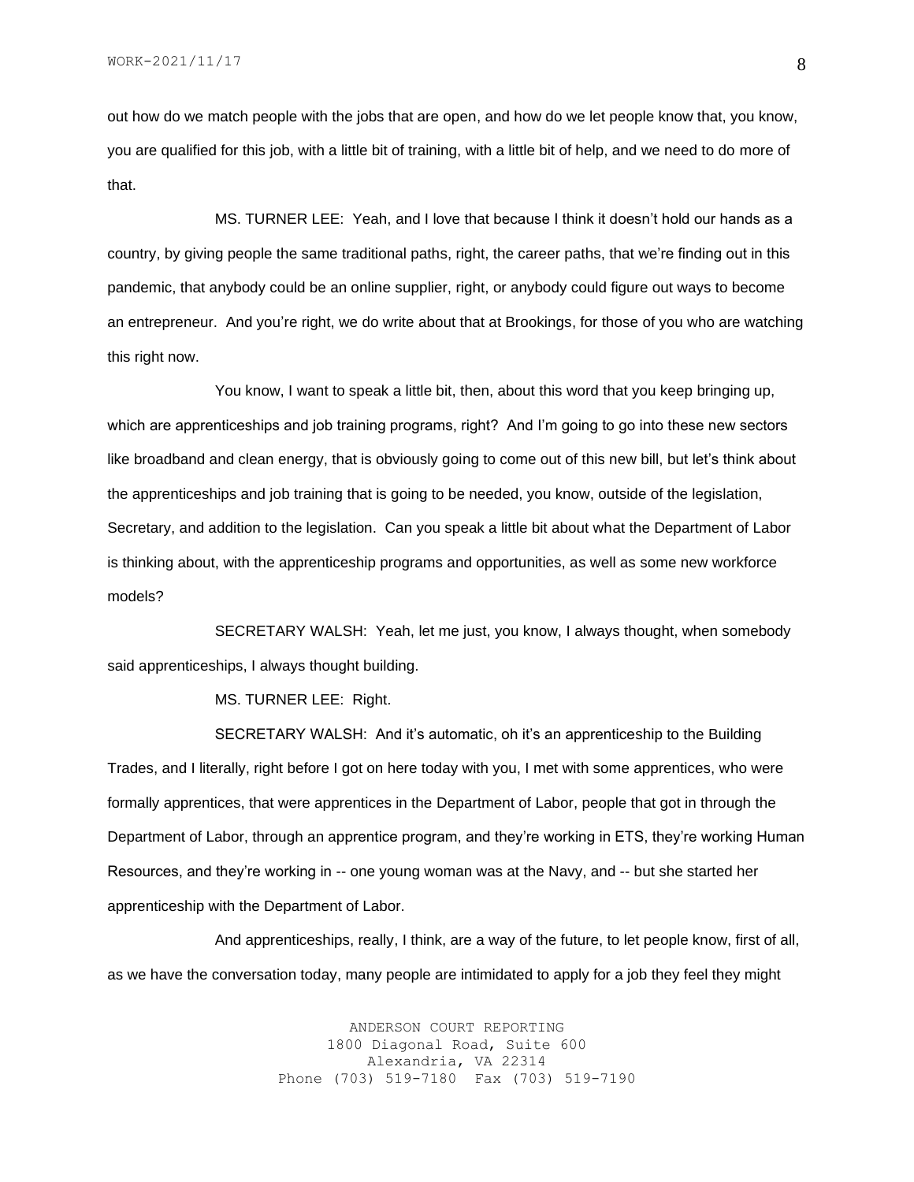out how do we match people with the jobs that are open, and how do we let people know that, you know, you are qualified for this job, with a little bit of training, with a little bit of help, and we need to do more of that.

MS. TURNER LEE: Yeah, and I love that because I think it doesn't hold our hands as a country, by giving people the same traditional paths, right, the career paths, that we're finding out in this pandemic, that anybody could be an online supplier, right, or anybody could figure out ways to become an entrepreneur. And you're right, we do write about that at Brookings, for those of you who are watching this right now.

You know, I want to speak a little bit, then, about this word that you keep bringing up, which are apprenticeships and job training programs, right? And I'm going to go into these new sectors like broadband and clean energy, that is obviously going to come out of this new bill, but let's think about the apprenticeships and job training that is going to be needed, you know, outside of the legislation, Secretary, and addition to the legislation. Can you speak a little bit about what the Department of Labor is thinking about, with the apprenticeship programs and opportunities, as well as some new workforce models?

SECRETARY WALSH: Yeah, let me just, you know, I always thought, when somebody said apprenticeships, I always thought building.

MS. TURNER LEE: Right.

SECRETARY WALSH: And it's automatic, oh it's an apprenticeship to the Building Trades, and I literally, right before I got on here today with you, I met with some apprentices, who were formally apprentices, that were apprentices in the Department of Labor, people that got in through the Department of Labor, through an apprentice program, and they're working in ETS, they're working Human Resources, and they're working in -- one young woman was at the Navy, and -- but she started her apprenticeship with the Department of Labor.

And apprenticeships, really, I think, are a way of the future, to let people know, first of all, as we have the conversation today, many people are intimidated to apply for a job they feel they might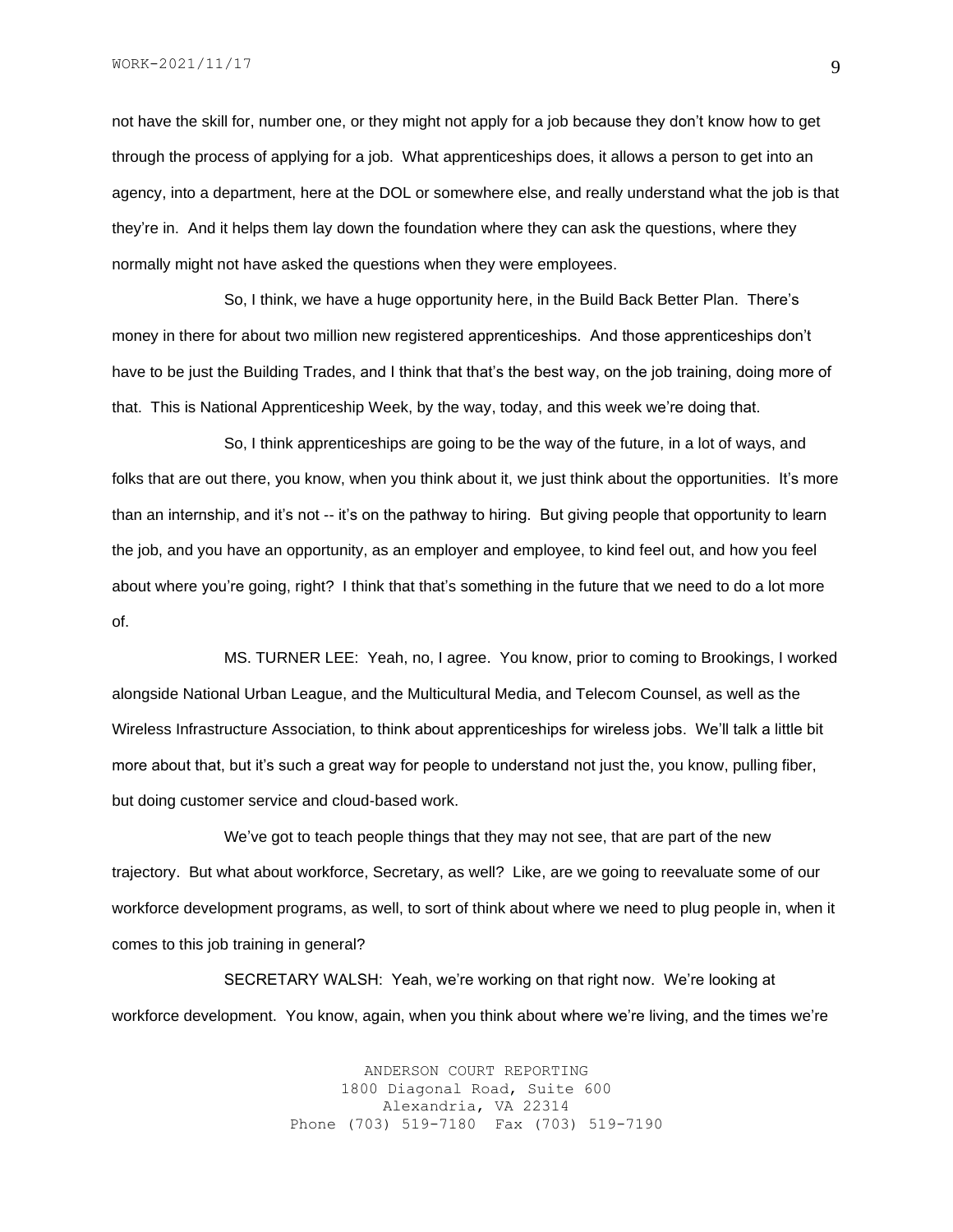not have the skill for, number one, or they might not apply for a job because they don't know how to get through the process of applying for a job. What apprenticeships does, it allows a person to get into an agency, into a department, here at the DOL or somewhere else, and really understand what the job is that they're in. And it helps them lay down the foundation where they can ask the questions, where they normally might not have asked the questions when they were employees.

So, I think, we have a huge opportunity here, in the Build Back Better Plan. There's money in there for about two million new registered apprenticeships. And those apprenticeships don't have to be just the Building Trades, and I think that that's the best way, on the job training, doing more of that. This is National Apprenticeship Week, by the way, today, and this week we're doing that.

So, I think apprenticeships are going to be the way of the future, in a lot of ways, and folks that are out there, you know, when you think about it, we just think about the opportunities. It's more than an internship, and it's not -- it's on the pathway to hiring. But giving people that opportunity to learn the job, and you have an opportunity, as an employer and employee, to kind feel out, and how you feel about where you're going, right? I think that that's something in the future that we need to do a lot more of.

MS. TURNER LEE: Yeah, no, I agree. You know, prior to coming to Brookings, I worked alongside National Urban League, and the Multicultural Media, and Telecom Counsel, as well as the Wireless Infrastructure Association, to think about apprenticeships for wireless jobs. We'll talk a little bit more about that, but it's such a great way for people to understand not just the, you know, pulling fiber, but doing customer service and cloud-based work.

We've got to teach people things that they may not see, that are part of the new trajectory. But what about workforce, Secretary, as well? Like, are we going to reevaluate some of our workforce development programs, as well, to sort of think about where we need to plug people in, when it comes to this job training in general?

SECRETARY WALSH: Yeah, we're working on that right now. We're looking at workforce development. You know, again, when you think about where we're living, and the times we're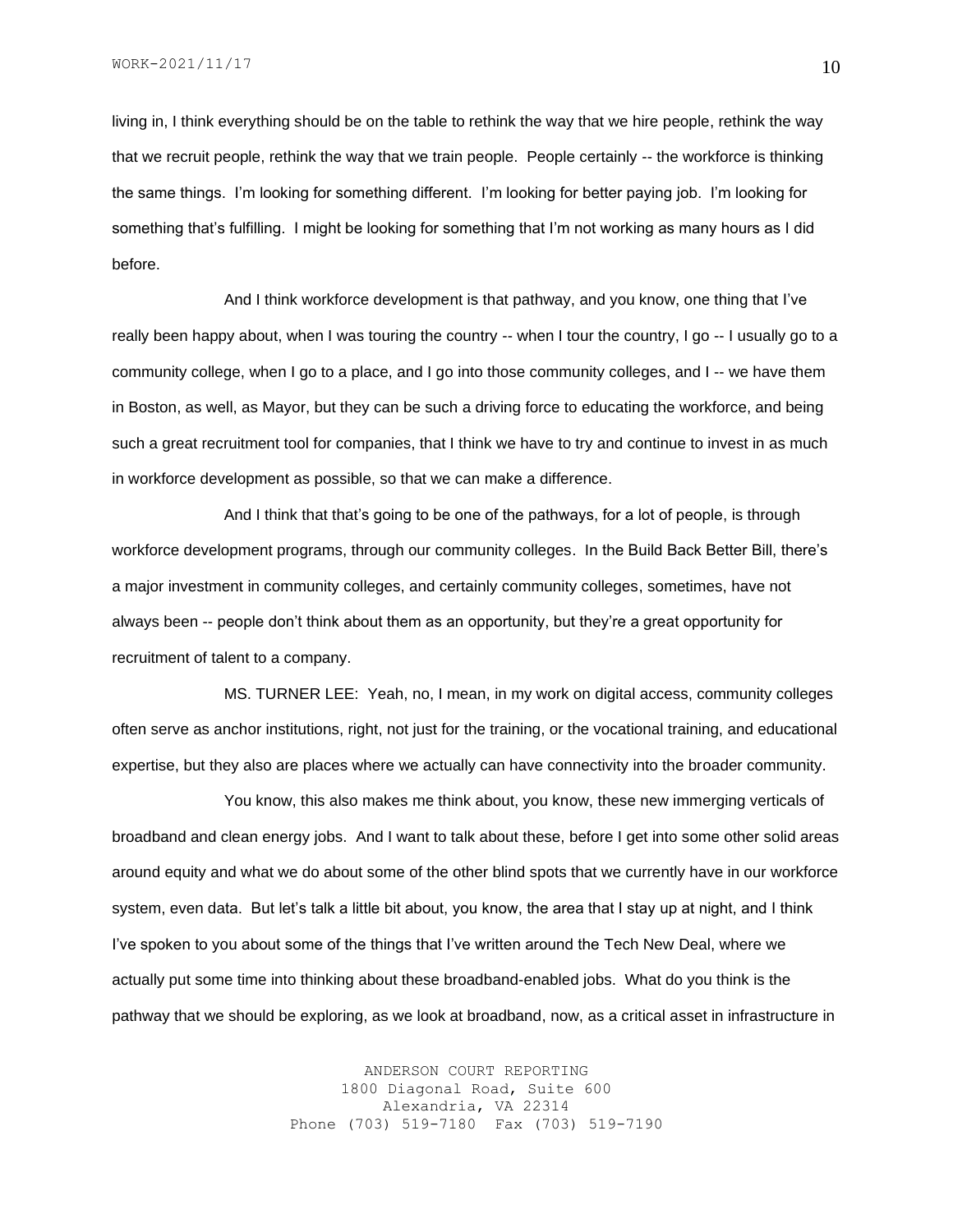living in, I think everything should be on the table to rethink the way that we hire people, rethink the way that we recruit people, rethink the way that we train people. People certainly -- the workforce is thinking the same things. I'm looking for something different. I'm looking for better paying job. I'm looking for something that's fulfilling. I might be looking for something that I'm not working as many hours as I did before.

And I think workforce development is that pathway, and you know, one thing that I've really been happy about, when I was touring the country -- when I tour the country, I go -- I usually go to a community college, when I go to a place, and I go into those community colleges, and I -- we have them in Boston, as well, as Mayor, but they can be such a driving force to educating the workforce, and being such a great recruitment tool for companies, that I think we have to try and continue to invest in as much in workforce development as possible, so that we can make a difference.

And I think that that's going to be one of the pathways, for a lot of people, is through workforce development programs, through our community colleges. In the Build Back Better Bill, there's a major investment in community colleges, and certainly community colleges, sometimes, have not always been -- people don't think about them as an opportunity, but they're a great opportunity for recruitment of talent to a company.

MS. TURNER LEE: Yeah, no, I mean, in my work on digital access, community colleges often serve as anchor institutions, right, not just for the training, or the vocational training, and educational expertise, but they also are places where we actually can have connectivity into the broader community.

You know, this also makes me think about, you know, these new immerging verticals of broadband and clean energy jobs. And I want to talk about these, before I get into some other solid areas around equity and what we do about some of the other blind spots that we currently have in our workforce system, even data. But let's talk a little bit about, you know, the area that I stay up at night, and I think I've spoken to you about some of the things that I've written around the Tech New Deal, where we actually put some time into thinking about these broadband-enabled jobs. What do you think is the pathway that we should be exploring, as we look at broadband, now, as a critical asset in infrastructure in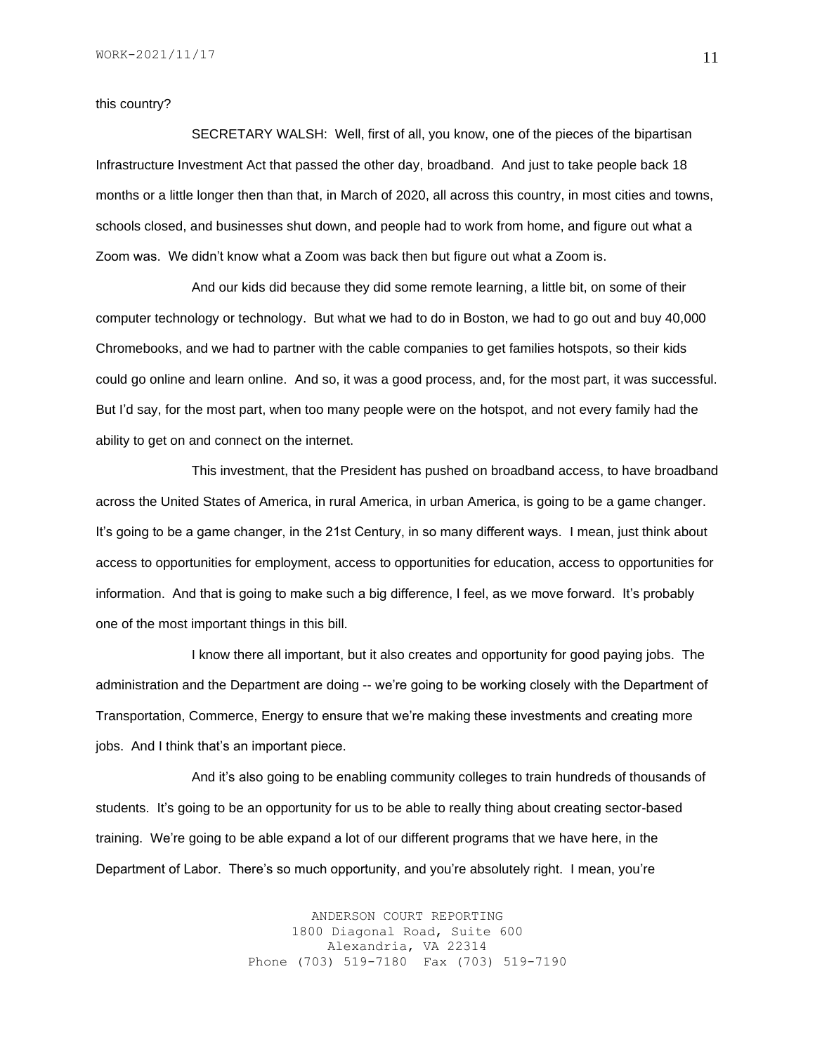this country?

SECRETARY WALSH: Well, first of all, you know, one of the pieces of the bipartisan Infrastructure Investment Act that passed the other day, broadband. And just to take people back 18 months or a little longer then than that, in March of 2020, all across this country, in most cities and towns, schools closed, and businesses shut down, and people had to work from home, and figure out what a Zoom was. We didn't know what a Zoom was back then but figure out what a Zoom is.

And our kids did because they did some remote learning, a little bit, on some of their computer technology or technology. But what we had to do in Boston, we had to go out and buy 40,000 Chromebooks, and we had to partner with the cable companies to get families hotspots, so their kids could go online and learn online. And so, it was a good process, and, for the most part, it was successful. But I'd say, for the most part, when too many people were on the hotspot, and not every family had the ability to get on and connect on the internet.

This investment, that the President has pushed on broadband access, to have broadband across the United States of America, in rural America, in urban America, is going to be a game changer. It's going to be a game changer, in the 21st Century, in so many different ways. I mean, just think about access to opportunities for employment, access to opportunities for education, access to opportunities for information. And that is going to make such a big difference, I feel, as we move forward. It's probably one of the most important things in this bill.

I know there all important, but it also creates and opportunity for good paying jobs. The administration and the Department are doing -- we're going to be working closely with the Department of Transportation, Commerce, Energy to ensure that we're making these investments and creating more jobs. And I think that's an important piece.

And it's also going to be enabling community colleges to train hundreds of thousands of students. It's going to be an opportunity for us to be able to really thing about creating sector-based training. We're going to be able expand a lot of our different programs that we have here, in the Department of Labor. There's so much opportunity, and you're absolutely right. I mean, you're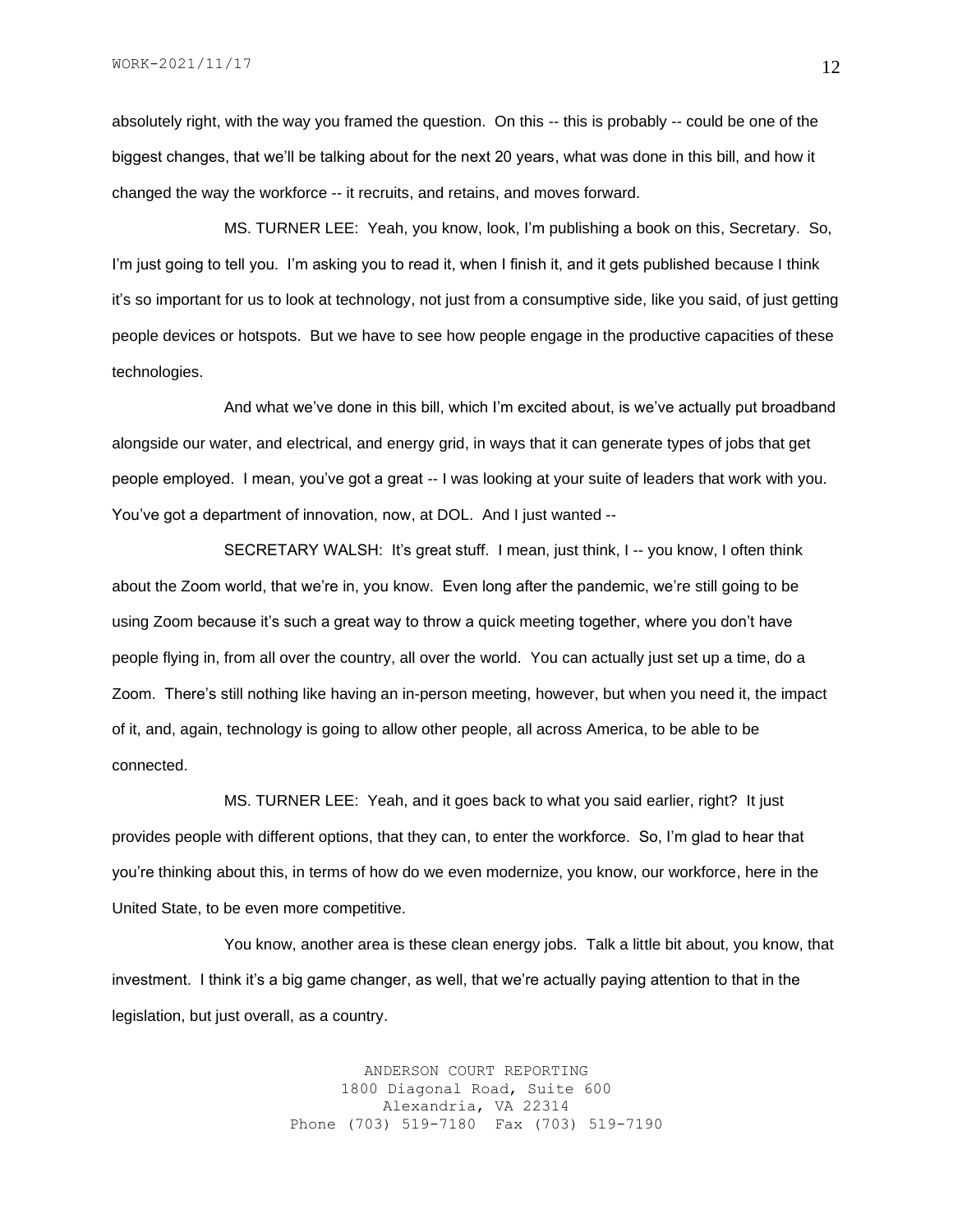absolutely right, with the way you framed the question. On this -- this is probably -- could be one of the biggest changes, that we'll be talking about for the next 20 years, what was done in this bill, and how it changed the way the workforce -- it recruits, and retains, and moves forward.

MS. TURNER LEE: Yeah, you know, look, I'm publishing a book on this, Secretary. So, I'm just going to tell you. I'm asking you to read it, when I finish it, and it gets published because I think it's so important for us to look at technology, not just from a consumptive side, like you said, of just getting people devices or hotspots. But we have to see how people engage in the productive capacities of these technologies.

And what we've done in this bill, which I'm excited about, is we've actually put broadband alongside our water, and electrical, and energy grid, in ways that it can generate types of jobs that get people employed. I mean, you've got a great -- I was looking at your suite of leaders that work with you. You've got a department of innovation, now, at DOL. And I just wanted --

SECRETARY WALSH: It's great stuff. I mean, just think, I -- you know, I often think about the Zoom world, that we're in, you know. Even long after the pandemic, we're still going to be using Zoom because it's such a great way to throw a quick meeting together, where you don't have people flying in, from all over the country, all over the world. You can actually just set up a time, do a Zoom. There's still nothing like having an in-person meeting, however, but when you need it, the impact of it, and, again, technology is going to allow other people, all across America, to be able to be connected.

MS. TURNER LEE: Yeah, and it goes back to what you said earlier, right? It just provides people with different options, that they can, to enter the workforce. So, I'm glad to hear that you're thinking about this, in terms of how do we even modernize, you know, our workforce, here in the United State, to be even more competitive.

You know, another area is these clean energy jobs. Talk a little bit about, you know, that investment. I think it's a big game changer, as well, that we're actually paying attention to that in the legislation, but just overall, as a country.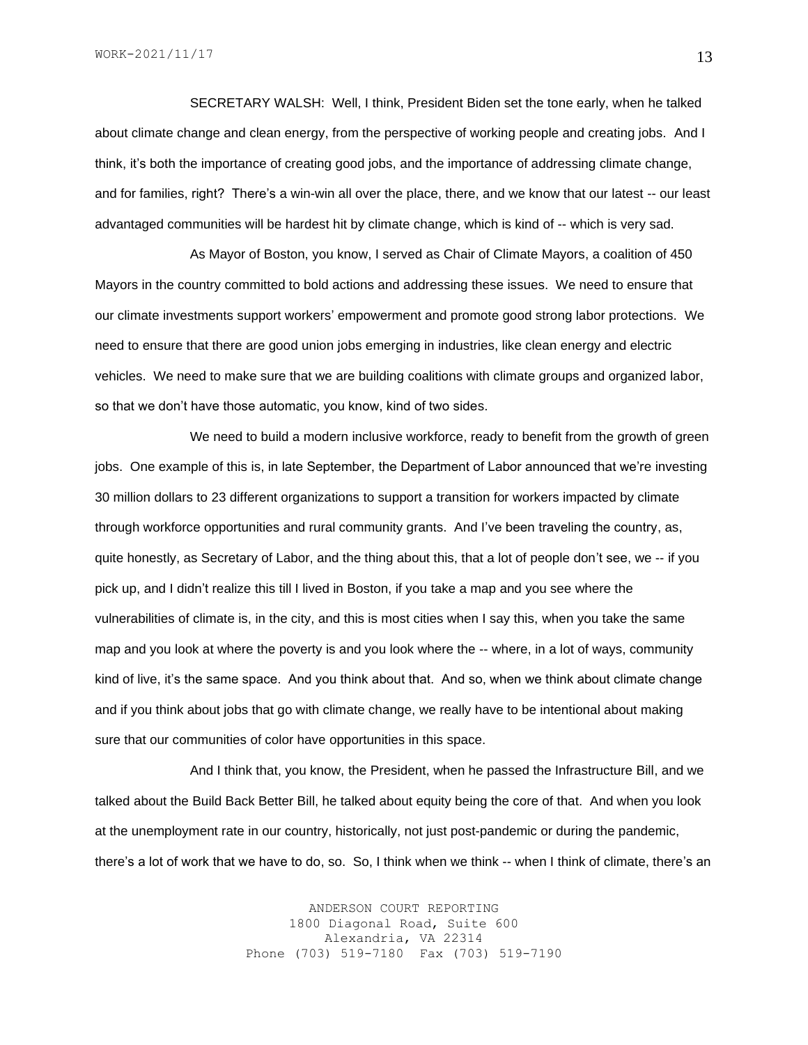SECRETARY WALSH: Well, I think, President Biden set the tone early, when he talked about climate change and clean energy, from the perspective of working people and creating jobs. And I think, it's both the importance of creating good jobs, and the importance of addressing climate change, and for families, right? There's a win-win all over the place, there, and we know that our latest -- our least advantaged communities will be hardest hit by climate change, which is kind of -- which is very sad.

As Mayor of Boston, you know, I served as Chair of Climate Mayors, a coalition of 450 Mayors in the country committed to bold actions and addressing these issues. We need to ensure that our climate investments support workers' empowerment and promote good strong labor protections. We need to ensure that there are good union jobs emerging in industries, like clean energy and electric vehicles. We need to make sure that we are building coalitions with climate groups and organized labor, so that we don't have those automatic, you know, kind of two sides.

We need to build a modern inclusive workforce, ready to benefit from the growth of green jobs. One example of this is, in late September, the Department of Labor announced that we're investing 30 million dollars to 23 different organizations to support a transition for workers impacted by climate through workforce opportunities and rural community grants. And I've been traveling the country, as, quite honestly, as Secretary of Labor, and the thing about this, that a lot of people don't see, we -- if you pick up, and I didn't realize this till I lived in Boston, if you take a map and you see where the vulnerabilities of climate is, in the city, and this is most cities when I say this, when you take the same map and you look at where the poverty is and you look where the -- where, in a lot of ways, community kind of live, it's the same space. And you think about that. And so, when we think about climate change and if you think about jobs that go with climate change, we really have to be intentional about making sure that our communities of color have opportunities in this space.

And I think that, you know, the President, when he passed the Infrastructure Bill, and we talked about the Build Back Better Bill, he talked about equity being the core of that. And when you look at the unemployment rate in our country, historically, not just post-pandemic or during the pandemic, there's a lot of work that we have to do, so. So, I think when we think -- when I think of climate, there's an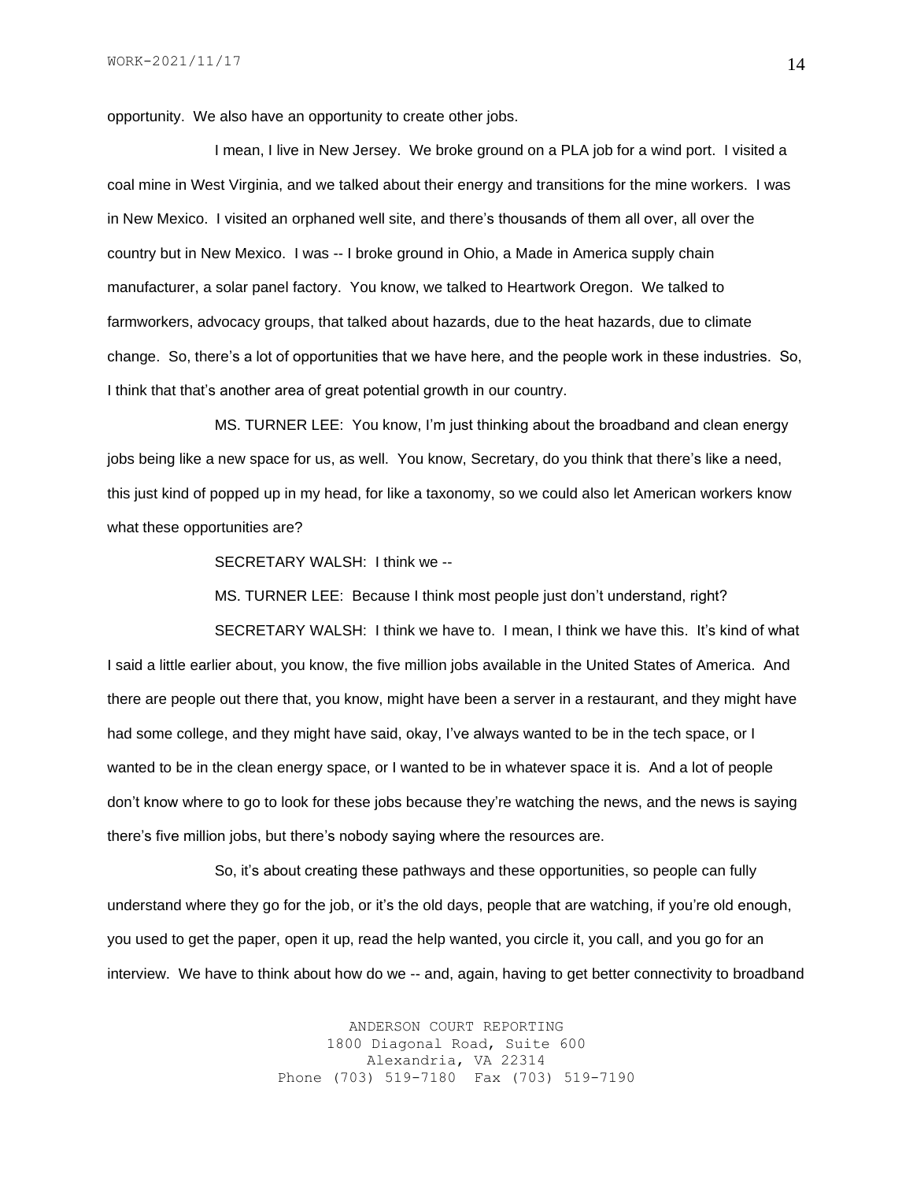opportunity. We also have an opportunity to create other jobs.

I mean, I live in New Jersey. We broke ground on a PLA job for a wind port. I visited a coal mine in West Virginia, and we talked about their energy and transitions for the mine workers. I was in New Mexico. I visited an orphaned well site, and there's thousands of them all over, all over the country but in New Mexico. I was -- I broke ground in Ohio, a Made in America supply chain manufacturer, a solar panel factory. You know, we talked to Heartwork Oregon. We talked to farmworkers, advocacy groups, that talked about hazards, due to the heat hazards, due to climate change. So, there's a lot of opportunities that we have here, and the people work in these industries. So, I think that that's another area of great potential growth in our country.

MS. TURNER LEE: You know, I'm just thinking about the broadband and clean energy jobs being like a new space for us, as well. You know, Secretary, do you think that there's like a need, this just kind of popped up in my head, for like a taxonomy, so we could also let American workers know what these opportunities are?

SECRETARY WALSH: I think we --

MS. TURNER LEE: Because I think most people just don't understand, right?

SECRETARY WALSH: I think we have to. I mean, I think we have this. It's kind of what I said a little earlier about, you know, the five million jobs available in the United States of America. And there are people out there that, you know, might have been a server in a restaurant, and they might have had some college, and they might have said, okay, I've always wanted to be in the tech space, or I wanted to be in the clean energy space, or I wanted to be in whatever space it is. And a lot of people don't know where to go to look for these jobs because they're watching the news, and the news is saying there's five million jobs, but there's nobody saying where the resources are.

So, it's about creating these pathways and these opportunities, so people can fully understand where they go for the job, or it's the old days, people that are watching, if you're old enough, you used to get the paper, open it up, read the help wanted, you circle it, you call, and you go for an interview. We have to think about how do we -- and, again, having to get better connectivity to broadband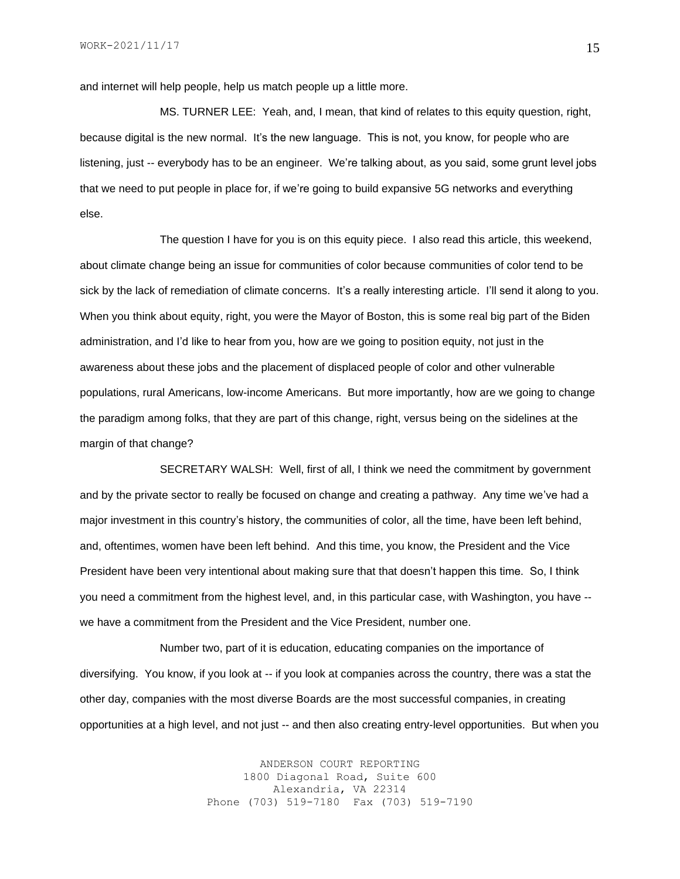and internet will help people, help us match people up a little more.

MS. TURNER LEE: Yeah, and, I mean, that kind of relates to this equity question, right, because digital is the new normal. It's the new language. This is not, you know, for people who are listening, just -- everybody has to be an engineer. We're talking about, as you said, some grunt level jobs that we need to put people in place for, if we're going to build expansive 5G networks and everything else.

The question I have for you is on this equity piece. I also read this article, this weekend, about climate change being an issue for communities of color because communities of color tend to be sick by the lack of remediation of climate concerns. It's a really interesting article. I'll send it along to you. When you think about equity, right, you were the Mayor of Boston, this is some real big part of the Biden administration, and I'd like to hear from you, how are we going to position equity, not just in the awareness about these jobs and the placement of displaced people of color and other vulnerable populations, rural Americans, low-income Americans. But more importantly, how are we going to change the paradigm among folks, that they are part of this change, right, versus being on the sidelines at the margin of that change?

SECRETARY WALSH: Well, first of all, I think we need the commitment by government and by the private sector to really be focused on change and creating a pathway. Any time we've had a major investment in this country's history, the communities of color, all the time, have been left behind, and, oftentimes, women have been left behind. And this time, you know, the President and the Vice President have been very intentional about making sure that that doesn't happen this time. So, I think you need a commitment from the highest level, and, in this particular case, with Washington, you have -- we have a commitment from the President and the Vice President, number one.

Number two, part of it is education, educating companies on the importance of diversifying. You know, if you look at -- if you look at companies across the country, there was a stat the other day, companies with the most diverse Boards are the most successful companies, in creating opportunities at a high level, and not just -- and then also creating entry-level opportunities. But when you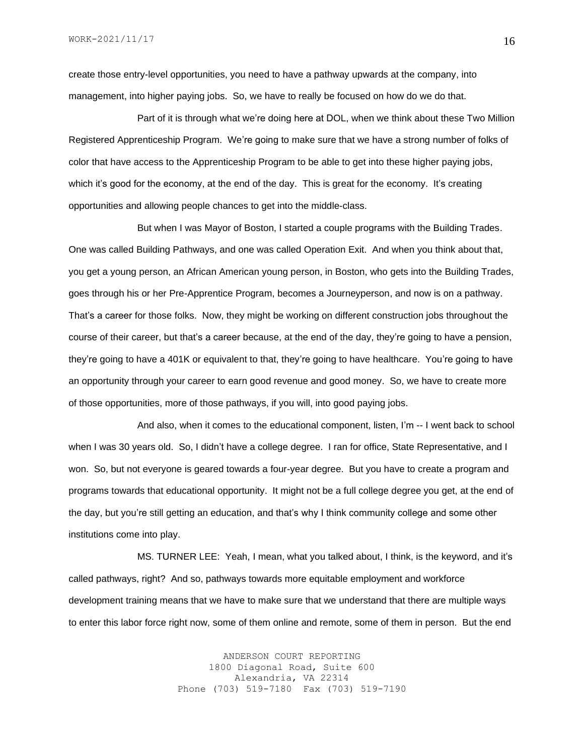create those entry-level opportunities, you need to have a pathway upwards at the company, into management, into higher paying jobs. So, we have to really be focused on how do we do that.

Part of it is through what we're doing here at DOL, when we think about these Two Million Registered Apprenticeship Program. We're going to make sure that we have a strong number of folks of color that have access to the Apprenticeship Program to be able to get into these higher paying jobs, which it's good for the economy, at the end of the day. This is great for the economy. It's creating opportunities and allowing people chances to get into the middle-class.

But when I was Mayor of Boston, I started a couple programs with the Building Trades. One was called Building Pathways, and one was called Operation Exit. And when you think about that, you get a young person, an African American young person, in Boston, who gets into the Building Trades, goes through his or her Pre-Apprentice Program, becomes a Journeyperson, and now is on a pathway. That's a career for those folks. Now, they might be working on different construction jobs throughout the course of their career, but that's a career because, at the end of the day, they're going to have a pension, they're going to have a 401K or equivalent to that, they're going to have healthcare. You're going to have an opportunity through your career to earn good revenue and good money. So, we have to create more of those opportunities, more of those pathways, if you will, into good paying jobs.

And also, when it comes to the educational component, listen, I'm -- I went back to school when I was 30 years old. So, I didn't have a college degree. I ran for office, State Representative, and I won. So, but not everyone is geared towards a four-year degree. But you have to create a program and programs towards that educational opportunity. It might not be a full college degree you get, at the end of the day, but you're still getting an education, and that's why I think community college and some other institutions come into play.

MS. TURNER LEE: Yeah, I mean, what you talked about, I think, is the keyword, and it's called pathways, right? And so, pathways towards more equitable employment and workforce development training means that we have to make sure that we understand that there are multiple ways to enter this labor force right now, some of them online and remote, some of them in person. But the end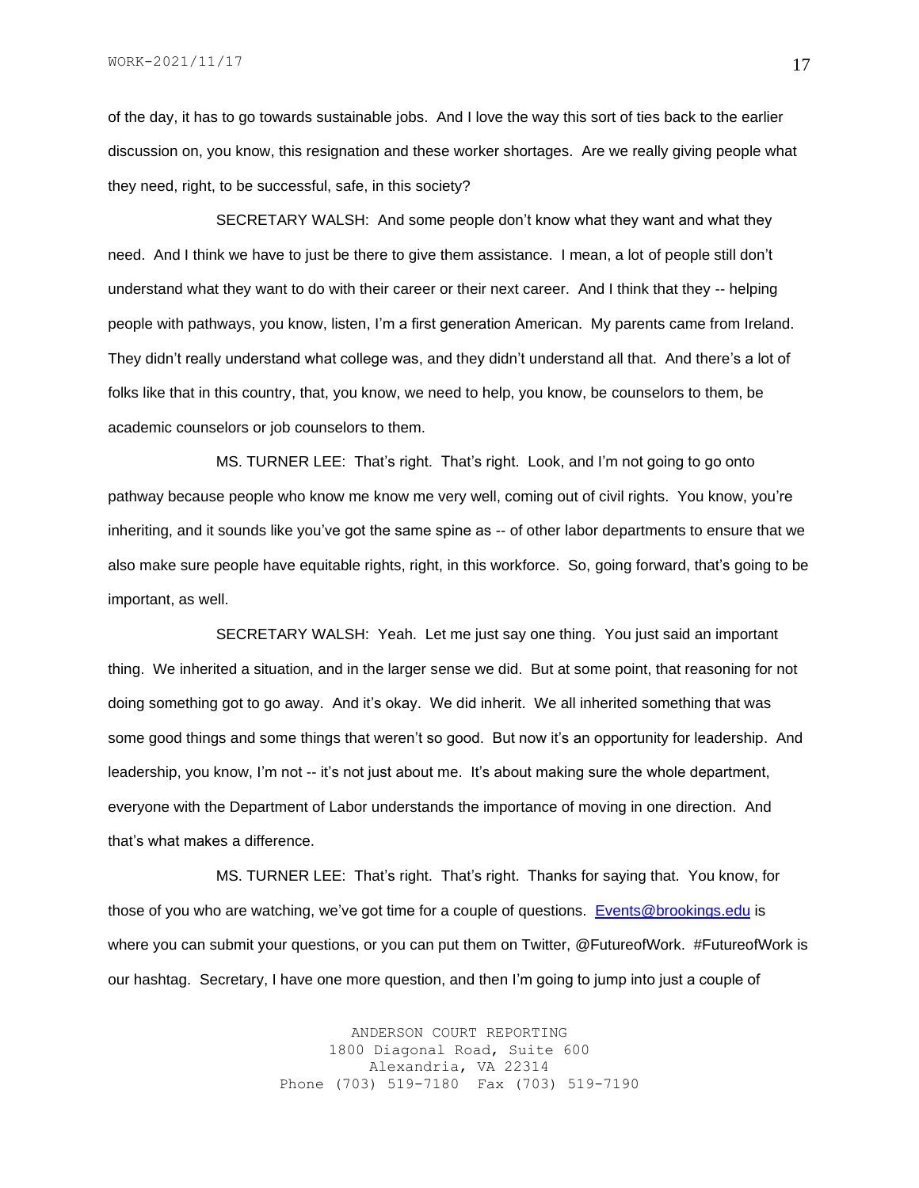of the day, it has to go towards sustainable jobs. And I love the way this sort of ties back to the earlier discussion on, you know, this resignation and these worker shortages. Are we really giving people what they need, right, to be successful, safe, in this society?

SECRETARY WALSH: And some people don't know what they want and what they need. And I think we have to just be there to give them assistance. I mean, a lot of people still don't understand what they want to do with their career or their next career. And I think that they -- helping people with pathways, you know, listen, I'm a first generation American. My parents came from Ireland. They didn't really understand what college was, and they didn't understand all that. And there's a lot of folks like that in this country, that, you know, we need to help, you know, be counselors to them, be academic counselors or job counselors to them.

MS. TURNER LEE: That's right. That's right. Look, and I'm not going to go onto pathway because people who know me know me very well, coming out of civil rights. You know, you're inheriting, and it sounds like you've got the same spine as -- of other labor departments to ensure that we also make sure people have equitable rights, right, in this workforce. So, going forward, that's going to be important, as well.

SECRETARY WALSH: Yeah. Let me just say one thing. You just said an important thing. We inherited a situation, and in the larger sense we did. But at some point, that reasoning for not doing something got to go away. And it's okay. We did inherit. We all inherited something that was some good things and some things that weren't so good. But now it's an opportunity for leadership. And leadership, you know, I'm not -- it's not just about me. It's about making sure the whole department, everyone with the Department of Labor understands the importance of moving in one direction. And that's what makes a difference.

MS. TURNER LEE: That's right. That's right. Thanks for saying that. You know, for those of you who are watching, we've got time for a couple of questions. Events@brookings.edu is where you can submit your questions, or you can put them on Twitter, @FutureofWork. #FutureofWork is our hashtag. Secretary, I have one more question, and then I'm going to jump into just a couple of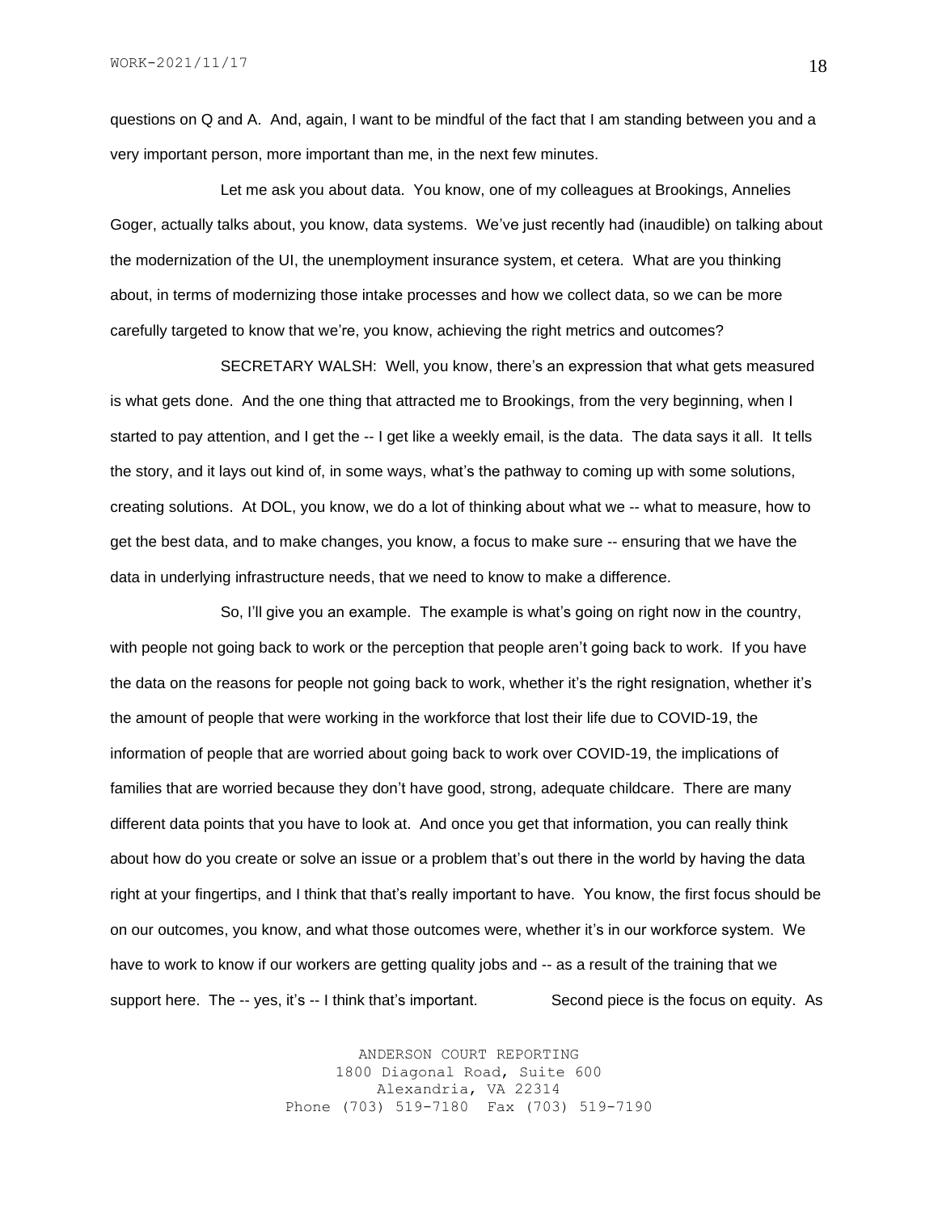questions on Q and A. And, again, I want to be mindful of the fact that I am standing between you and a very important person, more important than me, in the next few minutes.

Let me ask you about data. You know, one of my colleagues at Brookings, Annelies Goger, actually talks about, you know, data systems. We've just recently had (inaudible) on talking about the modernization of the UI, the unemployment insurance system, et cetera. What are you thinking about, in terms of modernizing those intake processes and how we collect data, so we can be more carefully targeted to know that we're, you know, achieving the right metrics and outcomes?

SECRETARY WALSH: Well, you know, there's an expression that what gets measured is what gets done. And the one thing that attracted me to Brookings, from the very beginning, when I started to pay attention, and I get the -- I get like a weekly email, is the data. The data says it all. It tells the story, and it lays out kind of, in some ways, what's the pathway to coming up with some solutions, creating solutions. At DOL, you know, we do a lot of thinking about what we -- what to measure, how to get the best data, and to make changes, you know, a focus to make sure -- ensuring that we have the data in underlying infrastructure needs, that we need to know to make a difference.

So, I'll give you an example. The example is what's going on right now in the country, with people not going back to work or the perception that people aren't going back to work. If you have the data on the reasons for people not going back to work, whether it's the right resignation, whether it's the amount of people that were working in the workforce that lost their life due to COVID-19, the information of people that are worried about going back to work over COVID-19, the implications of families that are worried because they don't have good, strong, adequate childcare. There are many different data points that you have to look at. And once you get that information, you can really think about how do you create or solve an issue or a problem that's out there in the world by having the data right at your fingertips, and I think that that's really important to have. You know, the first focus should be on our outcomes, you know, and what those outcomes were, whether it's in our workforce system. We have to work to know if our workers are getting quality jobs and -- as a result of the training that we support here. The -- yes, it's -- I think that's important. Second piece is the focus on equity. As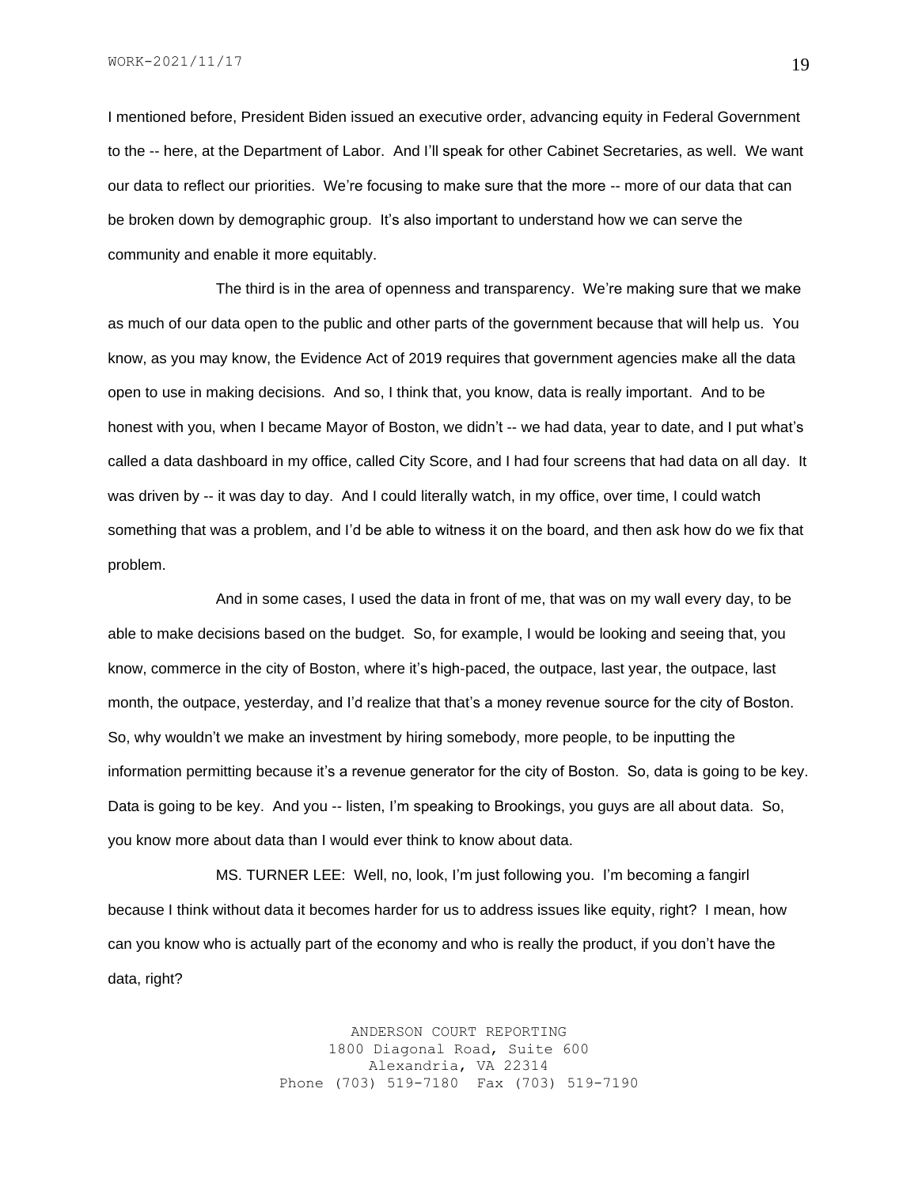I mentioned before, President Biden issued an executive order, advancing equity in Federal Government to the -- here, at the Department of Labor. And I'll speak for other Cabinet Secretaries, as well. We want our data to reflect our priorities. We're focusing to make sure that the more -- more of our data that can be broken down by demographic group. It's also important to understand how we can serve the community and enable it more equitably.

The third is in the area of openness and transparency. We're making sure that we make as much of our data open to the public and other parts of the government because that will help us. You know, as you may know, the Evidence Act of 2019 requires that government agencies make all the data open to use in making decisions. And so, I think that, you know, data is really important. And to be honest with you, when I became Mayor of Boston, we didn't -- we had data, year to date, and I put what's called a data dashboard in my office, called City Score, and I had four screens that had data on all day. It was driven by -- it was day to day. And I could literally watch, in my office, over time, I could watch something that was a problem, and I'd be able to witness it on the board, and then ask how do we fix that problem.

And in some cases, I used the data in front of me, that was on my wall every day, to be able to make decisions based on the budget. So, for example, I would be looking and seeing that, you know, commerce in the city of Boston, where it's high-paced, the outpace, last year, the outpace, last month, the outpace, yesterday, and I'd realize that that's a money revenue source for the city of Boston. So, why wouldn't we make an investment by hiring somebody, more people, to be inputting the information permitting because it's a revenue generator for the city of Boston. So, data is going to be key. Data is going to be key. And you -- listen, I'm speaking to Brookings, you guys are all about data. So, you know more about data than I would ever think to know about data.

MS. TURNER LEE: Well, no, look, I'm just following you. I'm becoming a fangirl because I think without data it becomes harder for us to address issues like equity, right? I mean, how can you know who is actually part of the economy and who is really the product, if you don't have the data, right?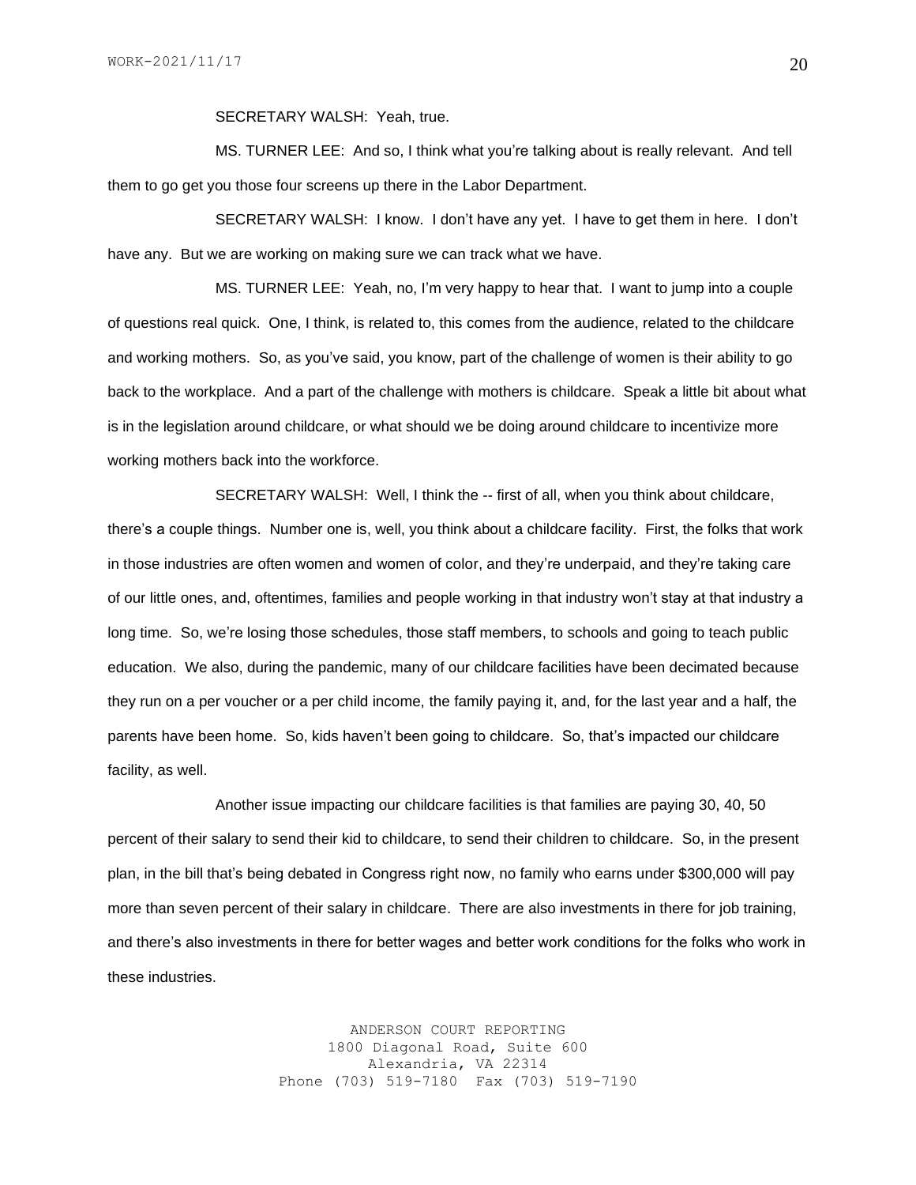SECRETARY WALSH: Yeah, true.

MS. TURNER LEE: And so, I think what you're talking about is really relevant. And tell them to go get you those four screens up there in the Labor Department.

SECRETARY WALSH: I know. I don't have any yet. I have to get them in here. I don't have any. But we are working on making sure we can track what we have.

MS. TURNER LEE: Yeah, no, I'm very happy to hear that. I want to jump into a couple of questions real quick. One, I think, is related to, this comes from the audience, related to the childcare and working mothers. So, as you've said, you know, part of the challenge of women is their ability to go back to the workplace. And a part of the challenge with mothers is childcare. Speak a little bit about what is in the legislation around childcare, or what should we be doing around childcare to incentivize more working mothers back into the workforce.

SECRETARY WALSH: Well, I think the -- first of all, when you think about childcare, there's a couple things. Number one is, well, you think about a childcare facility. First, the folks that work in those industries are often women and women of color, and they're underpaid, and they're taking care of our little ones, and, oftentimes, families and people working in that industry won't stay at that industry a long time. So, we're losing those schedules, those staff members, to schools and going to teach public education. We also, during the pandemic, many of our childcare facilities have been decimated because they run on a per voucher or a per child income, the family paying it, and, for the last year and a half, the parents have been home. So, kids haven't been going to childcare. So, that's impacted our childcare facility, as well.

Another issue impacting our childcare facilities is that families are paying 30, 40, 50 percent of their salary to send their kid to childcare, to send their children to childcare. So, in the present plan, in the bill that's being debated in Congress right now, no family who earns under $300,000 will pay more than seven percent of their salary in childcare. There are also investments in there for job training, and there's also investments in there for better wages and better work conditions for the folks who work in these industries.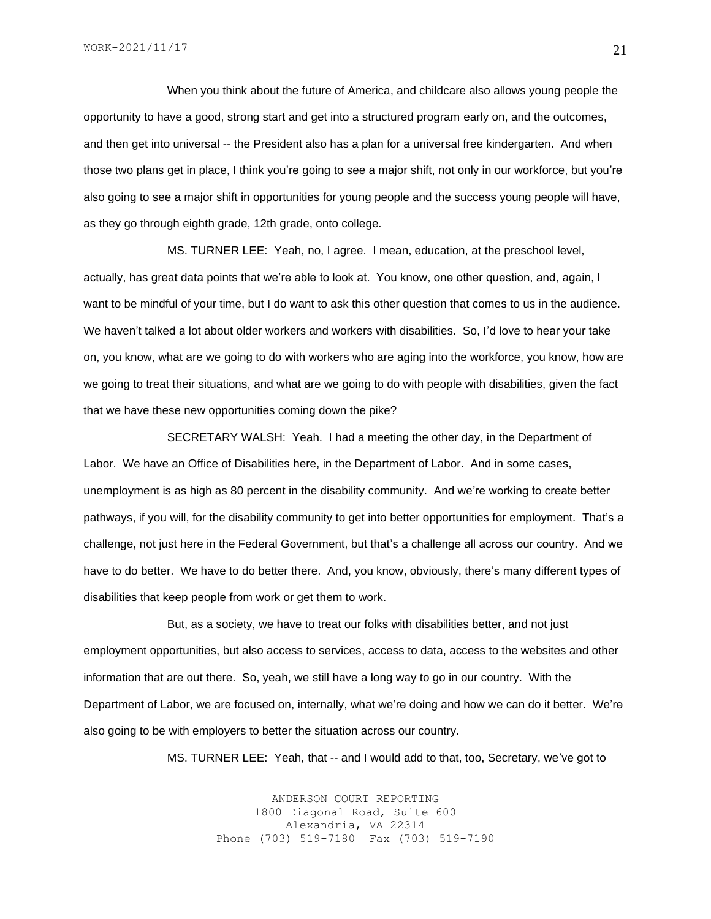When you think about the future of America, and childcare also allows young people the opportunity to have a good, strong start and get into a structured program early on, and the outcomes, and then get into universal -- the President also has a plan for a universal free kindergarten. And when those two plans get in place, I think you're going to see a major shift, not only in our workforce, but you're also going to see a major shift in opportunities for young people and the success young people will have, as they go through eighth grade, 12th grade, onto college.

MS. TURNER LEE: Yeah, no, I agree. I mean, education, at the preschool level, actually, has great data points that we're able to look at. You know, one other question, and, again, I want to be mindful of your time, but I do want to ask this other question that comes to us in the audience. We haven't talked a lot about older workers and workers with disabilities. So, I'd love to hear your take on, you know, what are we going to do with workers who are aging into the workforce, you know, how are we going to treat their situations, and what are we going to do with people with disabilities, given the fact that we have these new opportunities coming down the pike?

SECRETARY WALSH: Yeah. I had a meeting the other day, in the Department of Labor. We have an Office of Disabilities here, in the Department of Labor. And in some cases, unemployment is as high as 80 percent in the disability community. And we're working to create better pathways, if you will, for the disability community to get into better opportunities for employment. That's a challenge, not just here in the Federal Government, but that's a challenge all across our country. And we have to do better. We have to do better there. And, you know, obviously, there's many different types of disabilities that keep people from work or get them to work.

But, as a society, we have to treat our folks with disabilities better, and not just employment opportunities, but also access to services, access to data, access to the websites and other information that are out there. So, yeah, we still have a long way to go in our country. With the Department of Labor, we are focused on, internally, what we're doing and how we can do it better. We're also going to be with employers to better the situation across our country.

MS. TURNER LEE: Yeah, that -- and I would add to that, too, Secretary, we've got to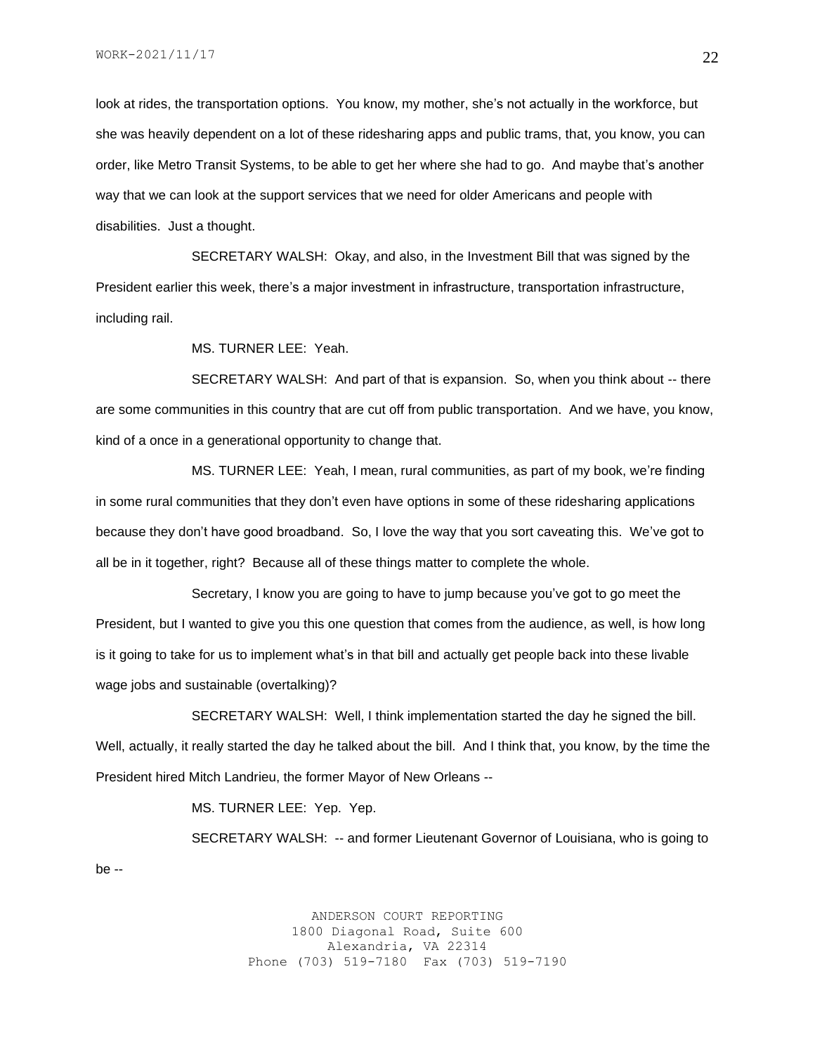look at rides, the transportation options. You know, my mother, she's not actually in the workforce, but she was heavily dependent on a lot of these ridesharing apps and public trams, that, you know, you can order, like Metro Transit Systems, to be able to get her where she had to go. And maybe that's another way that we can look at the support services that we need for older Americans and people with disabilities. Just a thought.

SECRETARY WALSH: Okay, and also, in the Investment Bill that was signed by the President earlier this week, there's a major investment in infrastructure, transportation infrastructure, including rail.

MS. TURNER LEE: Yeah.

SECRETARY WALSH: And part of that is expansion. So, when you think about -- there are some communities in this country that are cut off from public transportation. And we have, you know, kind of a once in a generational opportunity to change that.

MS. TURNER LEE: Yeah, I mean, rural communities, as part of my book, we're finding in some rural communities that they don't even have options in some of these ridesharing applications because they don't have good broadband. So, I love the way that you sort caveating this. We've got to all be in it together, right? Because all of these things matter to complete the whole.

Secretary, I know you are going to have to jump because you've got to go meet the President, but I wanted to give you this one question that comes from the audience, as well, is how long is it going to take for us to implement what's in that bill and actually get people back into these livable wage jobs and sustainable (overtalking)?

SECRETARY WALSH: Well, I think implementation started the day he signed the bill. Well, actually, it really started the day he talked about the bill. And I think that, you know, by the time the President hired Mitch Landrieu, the former Mayor of New Orleans --

MS. TURNER LEE: Yep. Yep.

SECRETARY WALSH: -- and former Lieutenant Governor of Louisiana, who is going to be --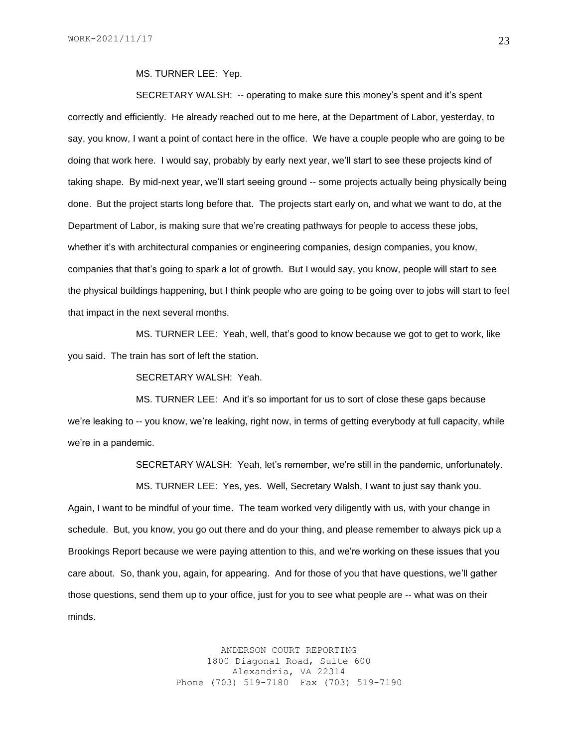MS. TURNER LEE: Yep.

SECRETARY WALSH: -- operating to make sure this money's spent and it's spent correctly and efficiently. He already reached out to me here, at the Department of Labor, yesterday, to say, you know, I want a point of contact here in the office. We have a couple people who are going to be doing that work here. I would say, probably by early next year, we'll start to see these projects kind of taking shape. By mid-next year, we'll start seeing ground -- some projects actually being physically being done. But the project starts long before that. The projects start early on, and what we want to do, at the Department of Labor, is making sure that we're creating pathways for people to access these jobs, whether it's with architectural companies or engineering companies, design companies, you know, companies that that's going to spark a lot of growth. But I would say, you know, people will start to see the physical buildings happening, but I think people who are going to be going over to jobs will start to feel that impact in the next several months.

MS. TURNER LEE: Yeah, well, that's good to know because we got to get to work, like you said. The train has sort of left the station.

SECRETARY WALSH: Yeah.

MS. TURNER LEE: And it's so important for us to sort of close these gaps because we're leaking to -- you know, we're leaking, right now, in terms of getting everybody at full capacity, while we're in a pandemic.

SECRETARY WALSH: Yeah, let's remember, we're still in the pandemic, unfortunately.

MS. TURNER LEE: Yes, yes. Well, Secretary Walsh, I want to just say thank you. Again, I want to be mindful of your time. The team worked very diligently with us, with your change in schedule. But, you know, you go out there and do your thing, and please remember to always pick up a Brookings Report because we were paying attention to this, and we're working on these issues that you care about. So, thank you, again, for appearing. And for those of you that have questions, we'll gather those questions, send them up to your office, just for you to see what people are -- what was on their minds.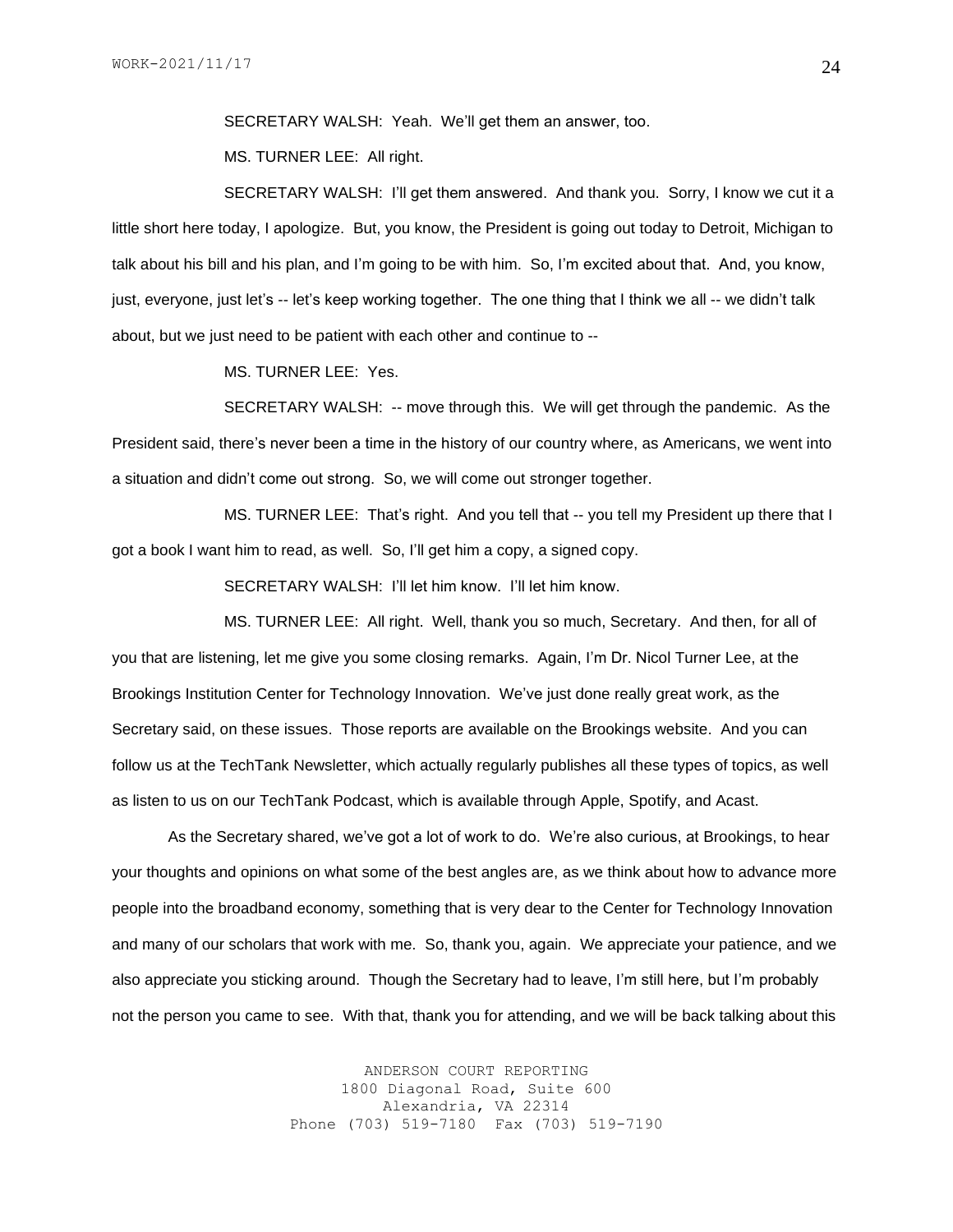SECRETARY WALSH: Yeah. We'll get them an answer, too.

MS. TURNER LEE: All right.

SECRETARY WALSH: I'll get them answered. And thank you. Sorry, I know we cut it a little short here today, I apologize. But, you know, the President is going out today to Detroit, Michigan to talk about his bill and his plan, and I'm going to be with him. So, I'm excited about that. And, you know, just, everyone, just let's -- let's keep working together. The one thing that I think we all -- we didn't talk about, but we just need to be patient with each other and continue to --

MS. TURNER LEE: Yes.

SECRETARY WALSH: -- move through this. We will get through the pandemic. As the President said, there's never been a time in the history of our country where, as Americans, we went into a situation and didn't come out strong. So, we will come out stronger together.

MS. TURNER LEE: That's right. And you tell that -- you tell my President up there that I got a book I want him to read, as well. So, I'll get him a copy, a signed copy.

SECRETARY WALSH: I'll let him know. I'll let him know.

MS. TURNER LEE: All right. Well, thank you so much, Secretary. And then, for all of you that are listening, let me give you some closing remarks. Again, I'm Dr. Nicol Turner Lee, at the Brookings Institution Center for Technology Innovation. We've just done really great work, as the Secretary said, on these issues. Those reports are available on the Brookings website. And you can follow us at the TechTank Newsletter, which actually regularly publishes all these types of topics, as well as listen to us on our TechTank Podcast, which is available through Apple, Spotify, and Acast.

As the Secretary shared, we've got a lot of work to do. We're also curious, at Brookings, to hear your thoughts and opinions on what some of the best angles are, as we think about how to advance more people into the broadband economy, something that is very dear to the Center for Technology Innovation and many of our scholars that work with me. So, thank you, again. We appreciate your patience, and we also appreciate you sticking around. Though the Secretary had to leave, I'm still here, but I'm probably not the person you came to see. With that, thank you for attending, and we will be back talking about this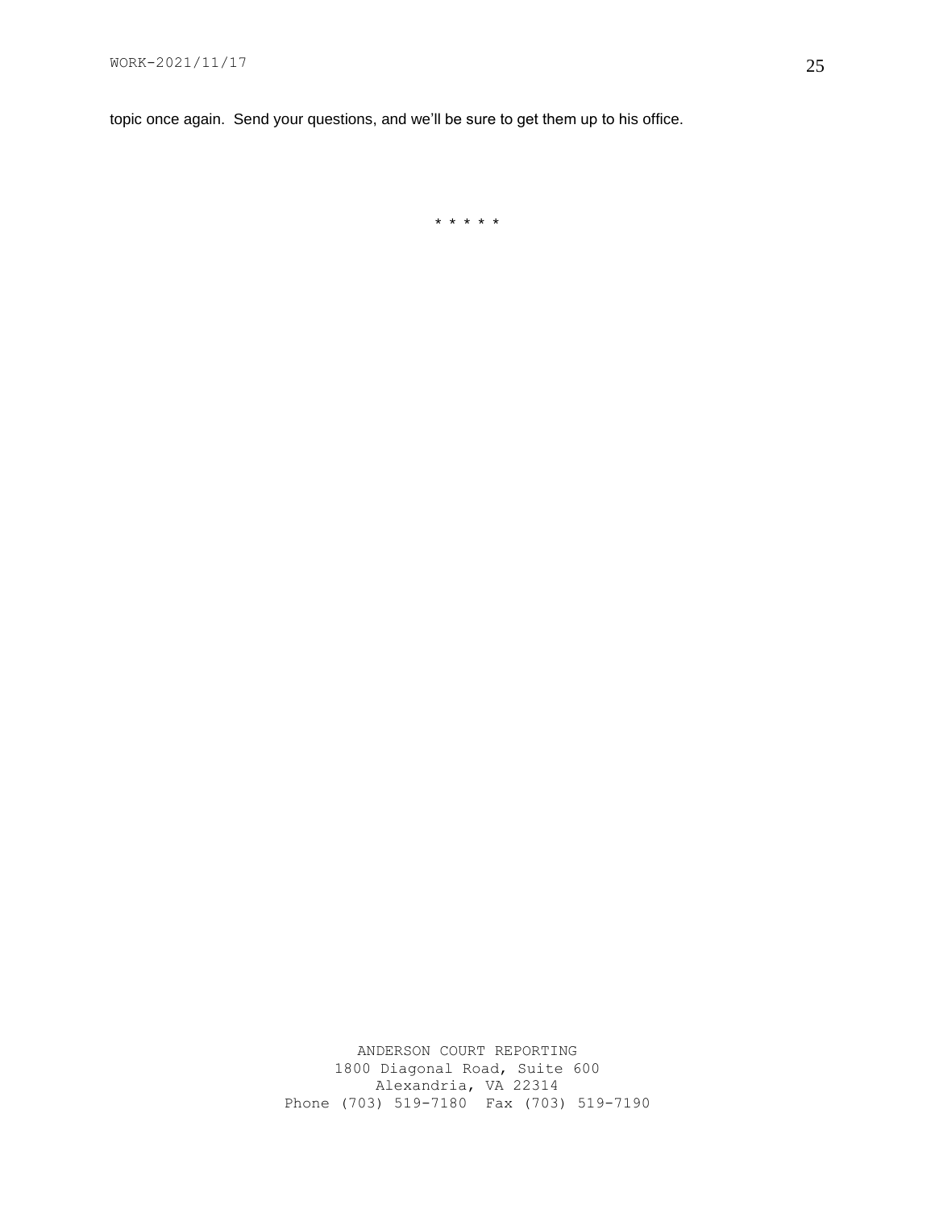topic once again. Send your questions, and we'll be sure to get them up to his office.

\* \* \* \* \*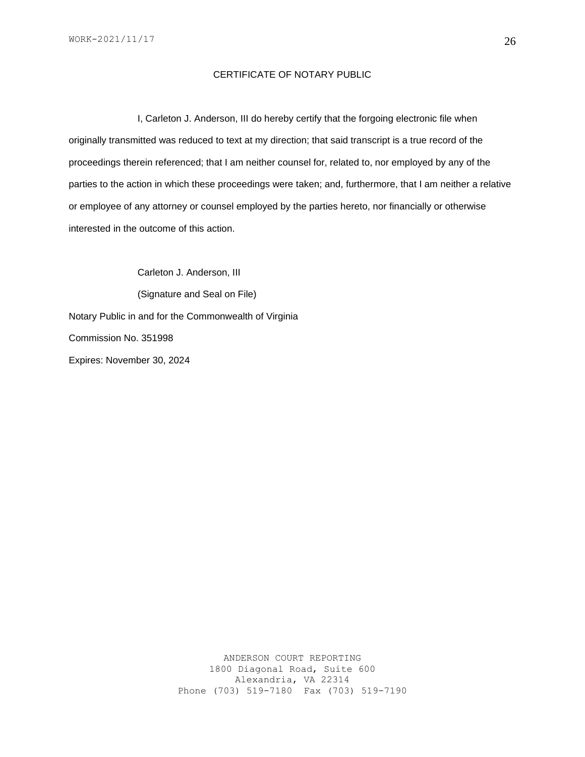# CERTIFICATE OF NOTARY PUBLIC

I, Carleton J. Anderson, III do hereby certify that the forgoing electronic file when originally transmitted was reduced to text at my direction; that said transcript is a true record of the proceedings therein referenced; that I am neither counsel for, related to, nor employed by any of the parties to the action in which these proceedings were taken; and, furthermore, that I am neither a relative or employee of any attorney or counsel employed by the parties hereto, nor financially or otherwise interested in the outcome of this action.

Carleton J. Anderson, III

(Signature and Seal on File)

Notary Public in and for the Commonwealth of Virginia

Commission No. 351998

Expires: November 30, 2024